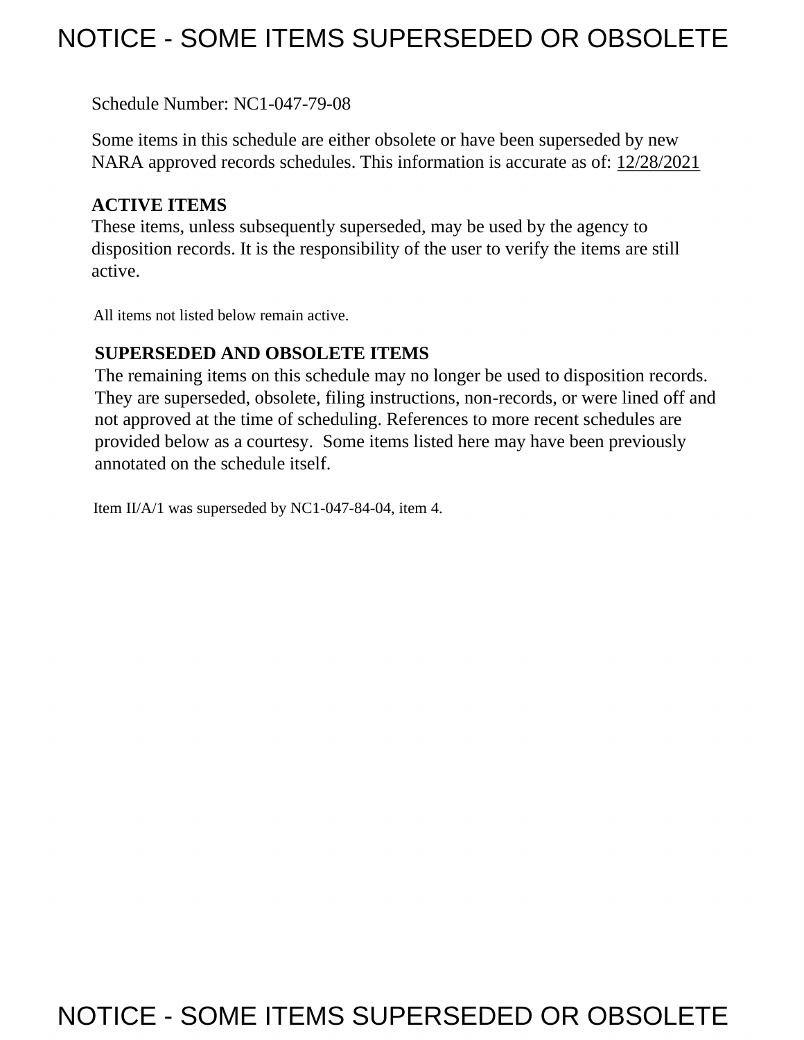# NOTICE - SOME ITEMS SUPERSEDED OR OBSOLETE

Schedule Number: NC1-047-79-08

Some items in this schedule are either obsolete or have been superseded by new NARA approved records schedules. This information is accurate as of: 12/28/2021

**ACTIVE ITEMS**

These items, unless subsequently superseded, may be used by the agency to disposition records. It is the responsibility of the user to verify the items are still active.

All items not listed below remain active.

**SUPERSEDED AND OBSOLETE ITEMS**

The remaining items on this schedule may no longer be used to disposition records. They are superseded, obsolete, filing instructions, non-records, or were lined off and not approved at the time of scheduling. References to more recent schedules are provided below as a courtesy. Some items listed here may have been previously annotated on the schedule itself.

Item II/A/1 was superseded by NC1-047-84-04, item 4.

# NOTICE - SOME ITEMS SUPERSEDED OR OBSOLETE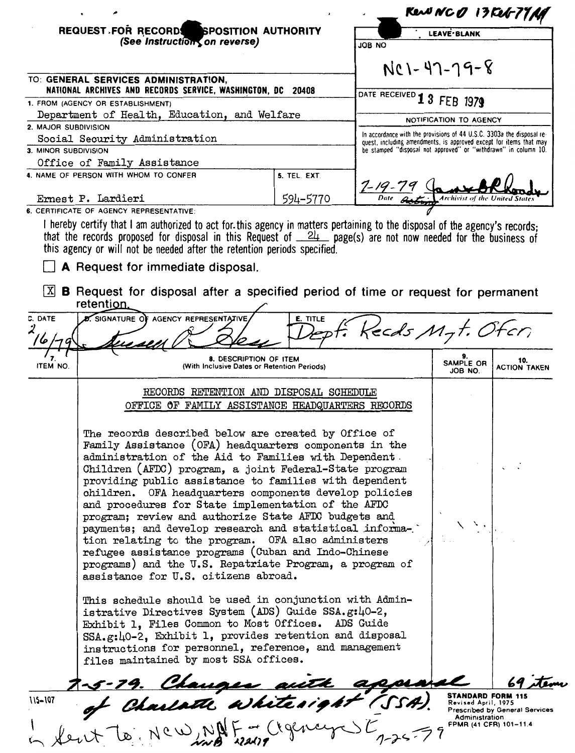Rec'd NCD 13 Feb 79 MM

**REQUEST FOR RECORDS DISPOSITION AUTHORITY**
*(See Instructions on reverse)*

| LEAVE BLANK |
|---|
| JOB NO: NC1-47-79-8 |
| DATE RECEIVED: 13 FEB 1979 |

TO: **GENERAL SERVICES ADMINISTRATION, NATIONAL ARCHIVES AND RECORDS SERVICE, WASHINGTON, DC 20408**

1. FROM (AGENCY OR ESTABLISHMENT): Department of Health, Education, and Welfare
2. MAJOR SUBDIVISION: Social Security Administration
3. MINOR SUBDIVISION: Office of Family Assistance
4. NAME OF PERSON WITH WHOM TO CONFER: Ernest P. Lardieri
5. TEL. EXT.: 594-5770

**NOTIFICATION TO AGENCY**

In accordance with the provisions of 44 U.S.C. 3303a the disposal request, including amendments, is approved except for items that may be stamped "disposal not approved" or "withdrawn" in column 10.

Date: 7-19-79 — Acting Archivist of the United States [signature]

6. CERTIFICATE OF AGENCY REPRESENTATIVE:

I hereby certify that I am authorized to act for this agency in matters pertaining to the disposal of the agency's records; that the records proposed for disposal in this Request of 24 page(s) are not now needed for the business of this agency or will not be needed after the retention periods specified.

☐ **A** Request for immediate disposal.

☒ **B** Request for disposal after a specified period of time or request for permanent retention.

| C. DATE | D. SIGNATURE OF AGENCY REPRESENTATIVE | E. TITLE |
|---|---|---|
| 2/16/79 | [signature] | Dept. Recds Mgt. Ofcr. |

| 7. ITEM NO. | 8. DESCRIPTION OF ITEM (With Inclusive Dates or Retention Periods) | 9. SAMPLE OR JOB NO. | 10. ACTION TAKEN |
|---|---|---|---|
| | RECORDS RETENTION AND DISPOSAL SCHEDULE<br>OFFICE OF FAMILY ASSISTANCE HEADQUARTERS RECORDS<br><br>The records described below are created by Office of Family Assistance (OFA) headquarters components in the administration of the Aid to Families with Dependent Children (AFDC) program, a joint Federal-State program providing public assistance to families with dependent children. OFA headquarters components develop policies and procedures for State implementation of the AFDC program; review and authorize State AFDC budgets and payments; and develop research and statistical information relating to the program. OFA also administers refugee assistance programs (Cuban and Indo-Chinese programs) and the U.S. Repatriate Program, a program of assistance for U.S. citizens abroad.<br><br>This schedule should be used in conjunction with Administrative Directives System (ADS) Guide SSA.g:40-2, Exhibit 1, Files Common to Most Offices. ADS Guide SSA.g:40-2, Exhibit 1, provides retention and disposal instructions for personnel, reference, and management files maintained by most SSA offices. | | |

7-5-79. Changes with approval of Charlotte Whitesight (SSA). 69 items

Sent to: NCW, NNF — (Agency) SE 7-25-79 NNB 12/4/79

115-107

**STANDARD FORM 115**
Revised April, 1975
Prescribed by General Services Administration
FPMR (41 CFR) 101-11.4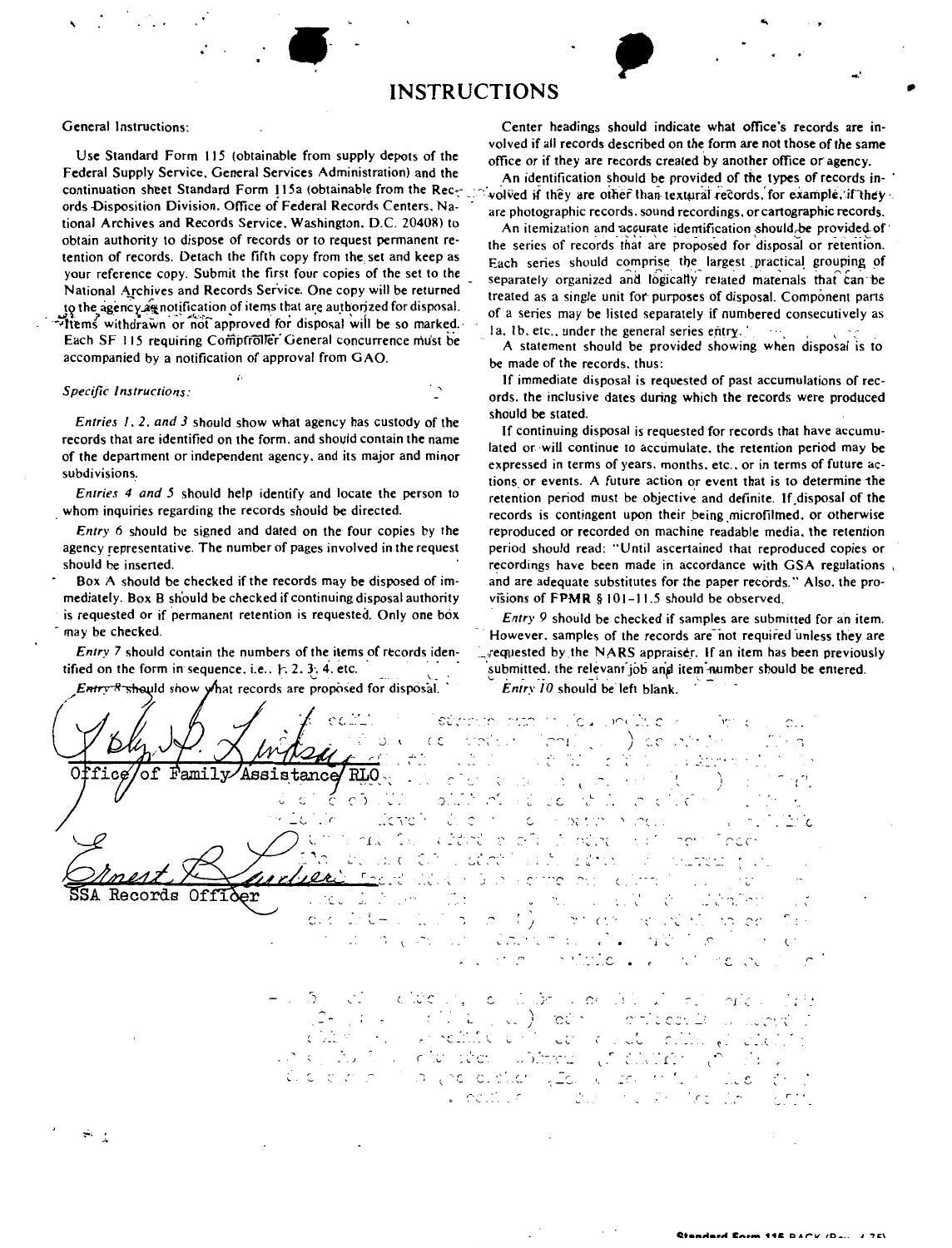# INSTRUCTIONS

General Instructions:

Use Standard Form 115 (obtainable from supply depots of the Federal Supply Service, General Services Administration) and the continuation sheet Standard Form 115a (obtainable from the Records Disposition Division, Office of Federal Records Centers, National Archives and Records Service, Washington, D.C. 20408) to obtain authority to dispose of records or to request permanent retention of records. Detach the fifth copy from the set and keep as your reference copy. Submit the first four copies of the set to the National Archives and Records Service. One copy will be returned to the agency as notification of items that are authorized for disposal. Items withdrawn or not approved for disposal will be so marked. Each SF 115 requiring Comptroller General concurrence must be accompanied by a notification of approval from GAO.

*Specific Instructions:*

*Entries 1, 2, and 3* should show what agency has custody of the records that are identified on the form, and should contain the name of the department or independent agency, and its major and minor subdivisions.

*Entries 4 and 5* should help identify and locate the person to whom inquiries regarding the records should be directed.

*Entry 6* should be signed and dated on the four copies by the agency representative. The number of pages involved in the request should be inserted.

Box A should be checked if the records may be disposed of immediately. Box B should be checked if continuing disposal authority is requested or if permanent retention is requested. Only one box may be checked.

*Entry 7* should contain the numbers of the items of records identified on the form in sequence, i.e., 1, 2, 3, 4, etc.

*Entry 8* should show what records are proposed for disposal.

Center headings should indicate what office's records are involved if all records described on the form are not those of the same office or if they are records created by another office or agency.

An identification should be provided of the types of records involved if they are other than textural records, for example, if they are photographic records, sound recordings, or cartographic records.

An itemization and accurate identification should be provided of the series of records that are proposed for disposal or retention. Each series should comprise the largest practical grouping of separately organized and logically related materials that can be treated as a single unit for purposes of disposal. Component parts of a series may be listed separately if numbered consecutively as 1a, 1b, etc., under the general series entry.

A statement should be provided showing when disposal is to be made of the records, thus:

If immediate disposal is requested of past accumulations of records, the inclusive dates during which the records were produced should be stated.

If continuing disposal is requested for records that have accumulated or will continue to accumulate, the retention period may be expressed in terms of years, months, etc., or in terms of future actions or events. A future action or event that is to determine the retention period must be objective and definite. If disposal of the records is contingent upon their being microfilmed, or otherwise reproduced or recorded on machine readable media, the retention period should read: "Until ascertained that reproduced copies or recordings have been made in accordance with GSA regulations and are adequate substitutes for the paper records." Also, the provisions of FPMR § 101-11.5 should be observed.

*Entry 9* should be checked if samples are submitted for an item. However, samples of the records are not required unless they are requested by the NARS appraiser. If an item has been previously submitted, the relevant job and item number should be entered.

*Entry 10* should be left blank.

Office of Family Assistance RLO

SSA Records Officer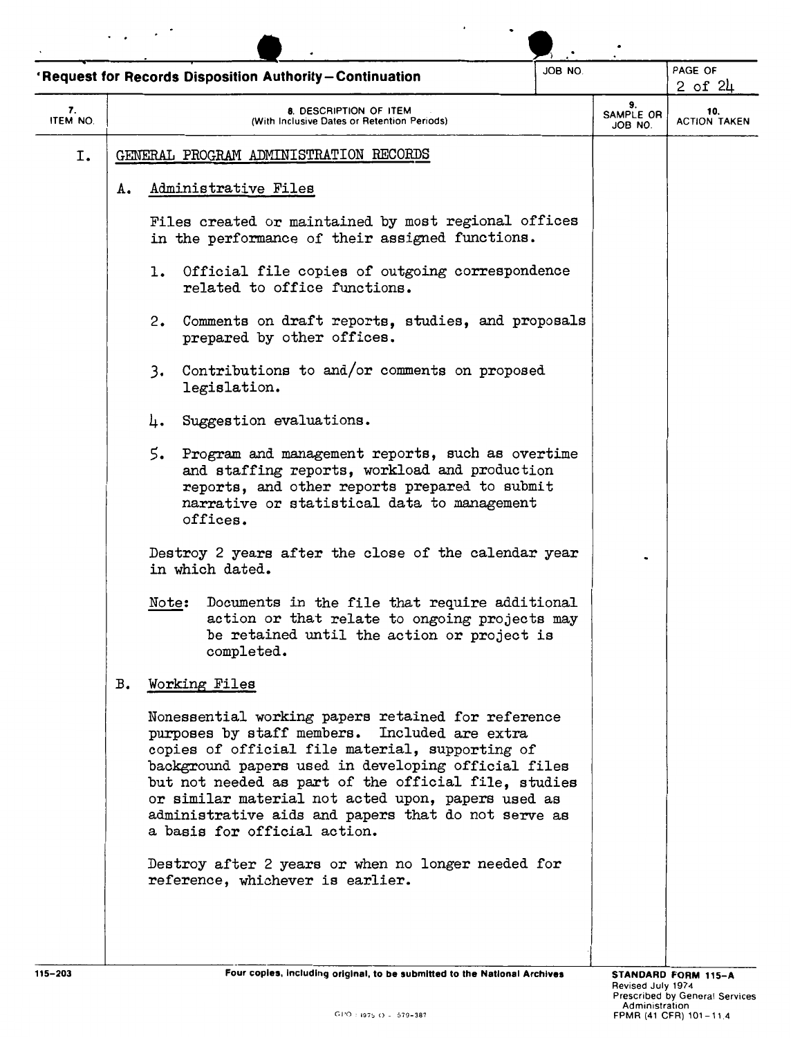**Request for Records Disposition Authority—Continuation**

| 7. ITEM NO. | 8. DESCRIPTION OF ITEM (With Inclusive Dates or Retention Periods) | 9. SAMPLE OR JOB NO. | 10. ACTION TAKEN |
|---|---|---|---|
| I. | GENERAL PROGRAM ADMINISTRATION RECORDS | | |

I. GENERAL PROGRAM ADMINISTRATION RECORDS

A. Administrative Files

Files created or maintained by most regional offices in the performance of their assigned functions.

1. Official file copies of outgoing correspondence related to office functions.

2. Comments on draft reports, studies, and proposals prepared by other offices.

3. Contributions to and/or comments on proposed legislation.

4. Suggestion evaluations.

5. Program and management reports, such as overtime and staffing reports, workload and production reports, and other reports prepared to submit narrative or statistical data to management offices.

Destroy 2 years after the close of the calendar year in which dated.

Note: Documents in the file that require additional action or that relate to ongoing projects may be retained until the action or project is completed.

B. Working Files

Nonessential working papers retained for reference purposes by staff members. Included are extra copies of official file material, supporting of background papers used in developing official files but not needed as part of the official file, studies or similar material not acted upon, papers used as administrative aids and papers that do not serve as a basis for official action.

Destroy after 2 years or when no longer needed for reference, whichever is earlier.

115-203 Four copies, including original, to be submitted to the National Archives

STANDARD FORM 115-A
Revised July 1974
Prescribed by General Services Administration
FPMR (41 CFR) 101-11.4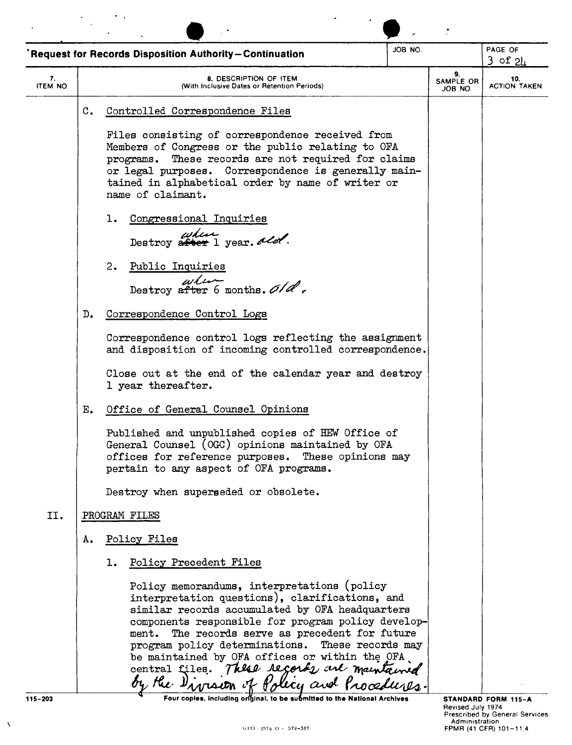**Request for Records Disposition Authority—Continuation**

| 7. ITEM NO. | 8. DESCRIPTION OF ITEM (With Inclusive Dates or Retention Periods) | 9. SAMPLE OR JOB NO. | 10. ACTION TAKEN |
|---|---|---|---|

C. Controlled Correspondence Files

Files consisting of correspondence received from Members of Congress or the public relating to OFA programs. These records are not required for claims or legal purposes. Correspondence is generally maintained in alphabetical order by name of writer or name of claimant.

1. Congressional Inquiries

   Destroy ~~after~~ when 1 year. old.

2. Public Inquiries

   Destroy ~~after~~ when 6 months. old.

D. Correspondence Control Logs

Correspondence control logs reflecting the assignment and disposition of incoming controlled correspondence.

Close out at the end of the calendar year and destroy 1 year thereafter.

E. Office of General Counsel Opinions

Published and unpublished copies of HEW Office of General Counsel (OGC) opinions maintained by OFA offices for reference purposes. These opinions may pertain to any aspect of OFA programs.

Destroy when superseded or obsolete.

II. PROGRAM FILES

A. Policy Files

1. Policy Precedent Files

   Policy memorandums, interpretations (policy interpretation questions), clarifications, and similar records accumulated by OFA headquarters components responsible for program policy development. The records serve as precedent for future program policy determinations. These records may be maintained by OFA offices or within the OFA central files. These records are maintained by the Division of Policy and Procedures.

Four copies, including original, to be submitted to the National Archives

STANDARD FORM 115-A
Revised July 1974
Prescribed by General Services Administration
FPMR (41 CFR) 101-11.4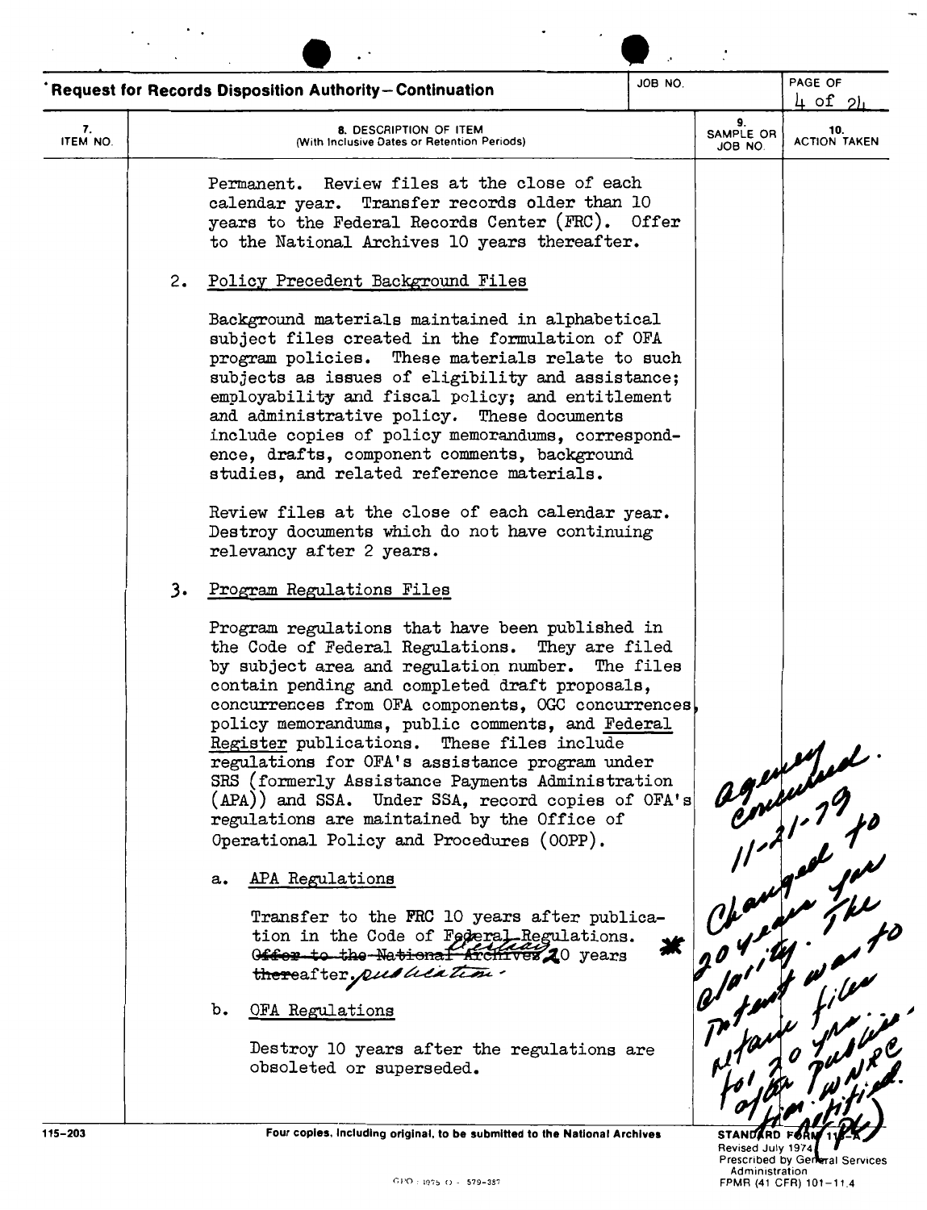**Request for Records Disposition Authority—Continuation**

| 7. ITEM NO. | 8. DESCRIPTION OF ITEM (With Inclusive Dates or Retention Periods) | 9. SAMPLE OR JOB NO. | 10. ACTION TAKEN |
|---|---|---|---|

Permanent. Review files at the close of each calendar year. Transfer records older than 10 years to the Federal Records Center (FRC). Offer to the National Archives 10 years thereafter.

2. Policy Precedent Background Files

Background materials maintained in alphabetical subject files created in the formulation of OFA program policies. These materials relate to such subjects as issues of eligibility and assistance; employability and fiscal policy; and entitlement and administrative policy. These documents include copies of policy memorandums, correspondence, drafts, component comments, background studies, and related reference materials.

Review files at the close of each calendar year. Destroy documents which do not have continuing relevancy after 2 years.

3. Program Regulations Files

Program regulations that have been published in the Code of Federal Regulations. They are filed by subject area and regulation number. The files contain pending and completed draft proposals, concurrences from OFA components, OGC concurrences, policy memorandums, public comments, and Federal Register publications. These files include regulations for OFA's assistance program under SRS (formerly Assistance Payments Administration (APA)) and SSA. Under SSA, record copies of OFA's regulations are maintained by the Office of Operational Policy and Procedures (OOPP).

a. APA Regulations

Transfer to the FRC 10 years after publication in the Code of Federal Regulations. ~~Offer to the National Archives~~ Destroy 20 years ~~thereafter~~ after publication. *

b. OFA Regulations

Destroy 10 years after the regulations are obsoleted or superseded.

*Agency concurred. 11-21-79 Changed to 20 years for clarity. The intent was to retain files for 20 yrs. after publication. WNRC notified. (PL)*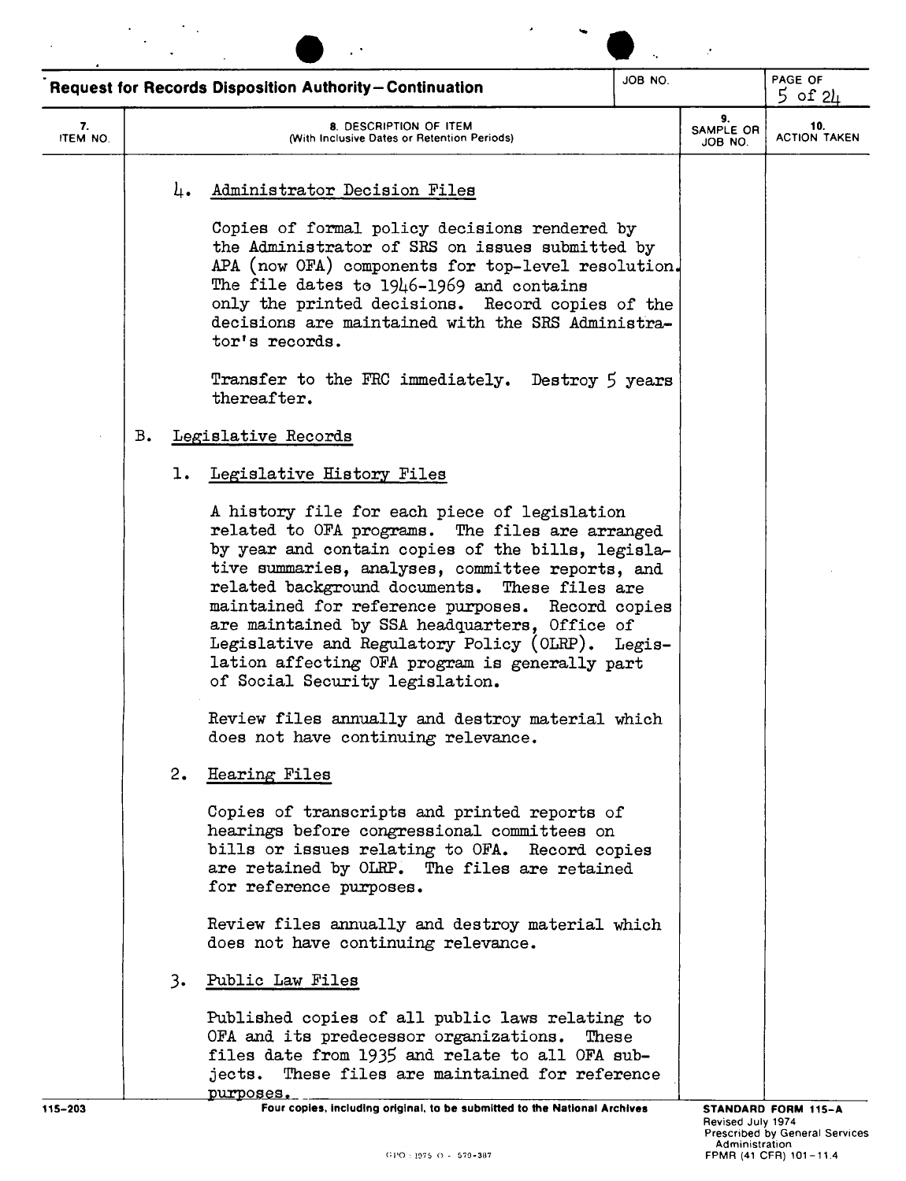**Request for Records Disposition Authority—Continuation**

| 7. ITEM NO. | 8. DESCRIPTION OF ITEM (With Inclusive Dates or Retention Periods) | 9. SAMPLE OR JOB NO. | 10. ACTION TAKEN |
|---|---|---|---|

4. Administrator Decision Files

   Copies of formal policy decisions rendered by the Administrator of SRS on issues submitted by APA (now OFA) components for top-level resolution. The file dates to 1946-1969 and contains only the printed decisions. Record copies of the decisions are maintained with the SRS Administrator's records.

   Transfer to the FRC immediately. Destroy 5 years thereafter.

B. Legislative Records

1. Legislative History Files

   A history file for each piece of legislation related to OFA programs. The files are arranged by year and contain copies of the bills, legislative summaries, analyses, committee reports, and related background documents. These files are maintained for reference purposes. Record copies are maintained by SSA headquarters, Office of Legislative and Regulatory Policy (OLRP). Legislation affecting OFA program is generally part of Social Security legislation.

   Review files annually and destroy material which does not have continuing relevance.

2. Hearing Files

   Copies of transcripts and printed reports of hearings before congressional committees on bills or issues relating to OFA. Record copies are retained by OLRP. The files are retained for reference purposes.

   Review files annually and destroy material which does not have continuing relevance.

3. Public Law Files

   Published copies of all public laws relating to OFA and its predecessor organizations. These files date from 1935 and relate to all OFA subjects. These files are maintained for reference purposes.

Four copies, including original, to be submitted to the National Archives

STANDARD FORM 115-A
Revised July 1974
Prescribed by General Services Administration
FPMR (41 CFR) 101-11.4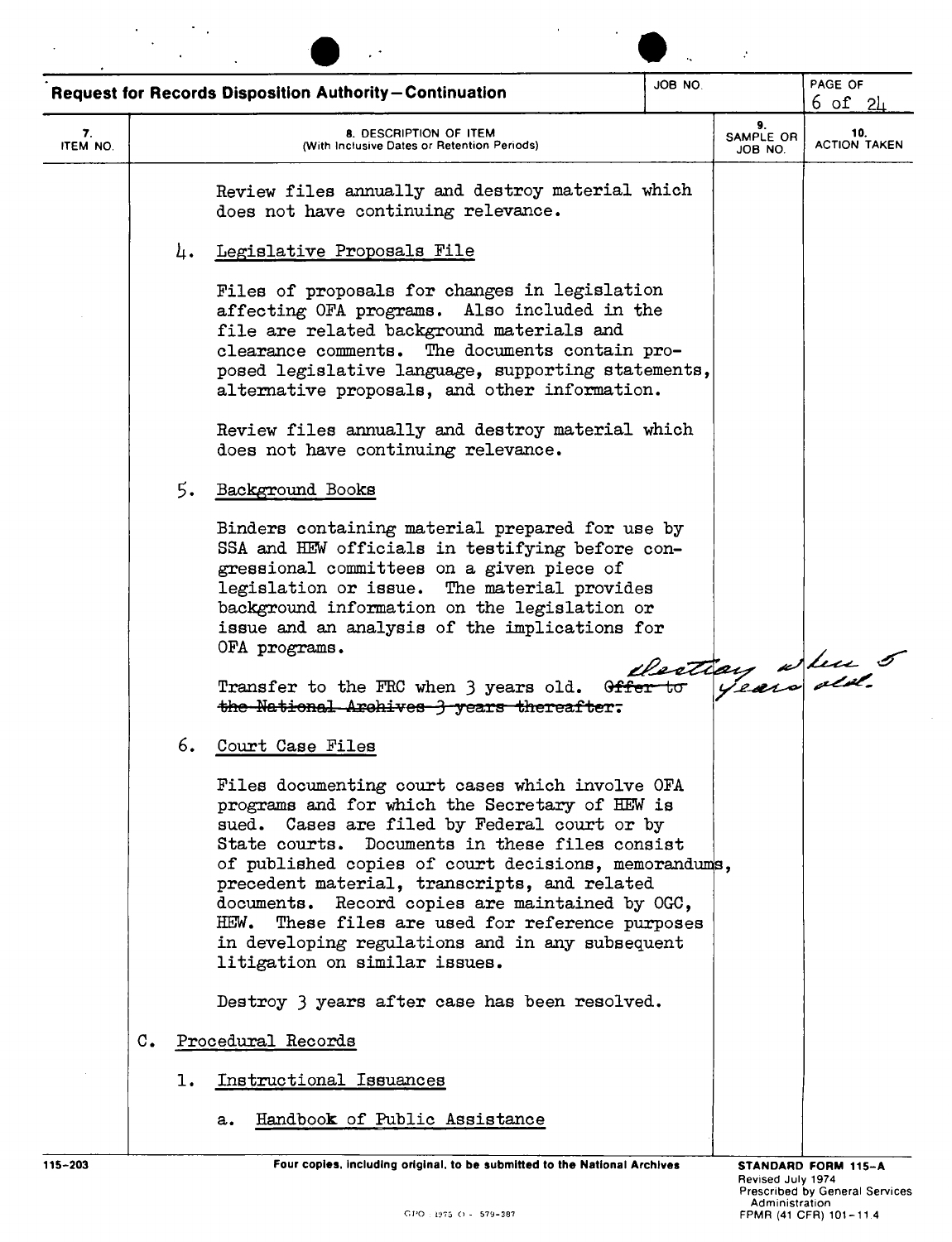**Request for Records Disposition Authority—Continuation**

| 7. ITEM NO. | 8. DESCRIPTION OF ITEM (With Inclusive Dates or Retention Periods) | 9. SAMPLE OR JOB NO. | 10. ACTION TAKEN |
|---|---|---|---|

Review files annually and destroy material which does not have continuing relevance.

4. Legislative Proposals File

Files of proposals for changes in legislation affecting OFA programs. Also included in the file are related background materials and clearance comments. The documents contain proposed legislative language, supporting statements, alternative proposals, and other information.

Review files annually and destroy material which does not have continuing relevance.

5. Background Books

Binders containing material prepared for use by SSA and HEW officials in testifying before congressional committees on a given piece of legislation or issue. The material provides background information on the legislation or issue and an analysis of the implications for OFA programs.

Transfer to the FRC when 3 years old. ~~Offer to the National Archives 3 years thereafter.~~ *Destroy when 5 years old.*

6. Court Case Files

Files documenting court cases which involve OFA programs and for which the Secretary of HEW is sued. Cases are filed by Federal court or by State courts. Documents in these files consist of published copies of court decisions, memorandums, precedent material, transcripts, and related documents. Record copies are maintained by OGC, HEW. These files are used for reference purposes in developing regulations and in any subsequent litigation on similar issues.

Destroy 3 years after case has been resolved.

C. Procedural Records

1. Instructional Issuances

a. Handbook of Public Assistance

Four copies, including original, to be submitted to the National Archives

STANDARD FORM 115-A
Revised July 1974
Prescribed by General Services Administration
FPMR (41 CFR) 101-11.4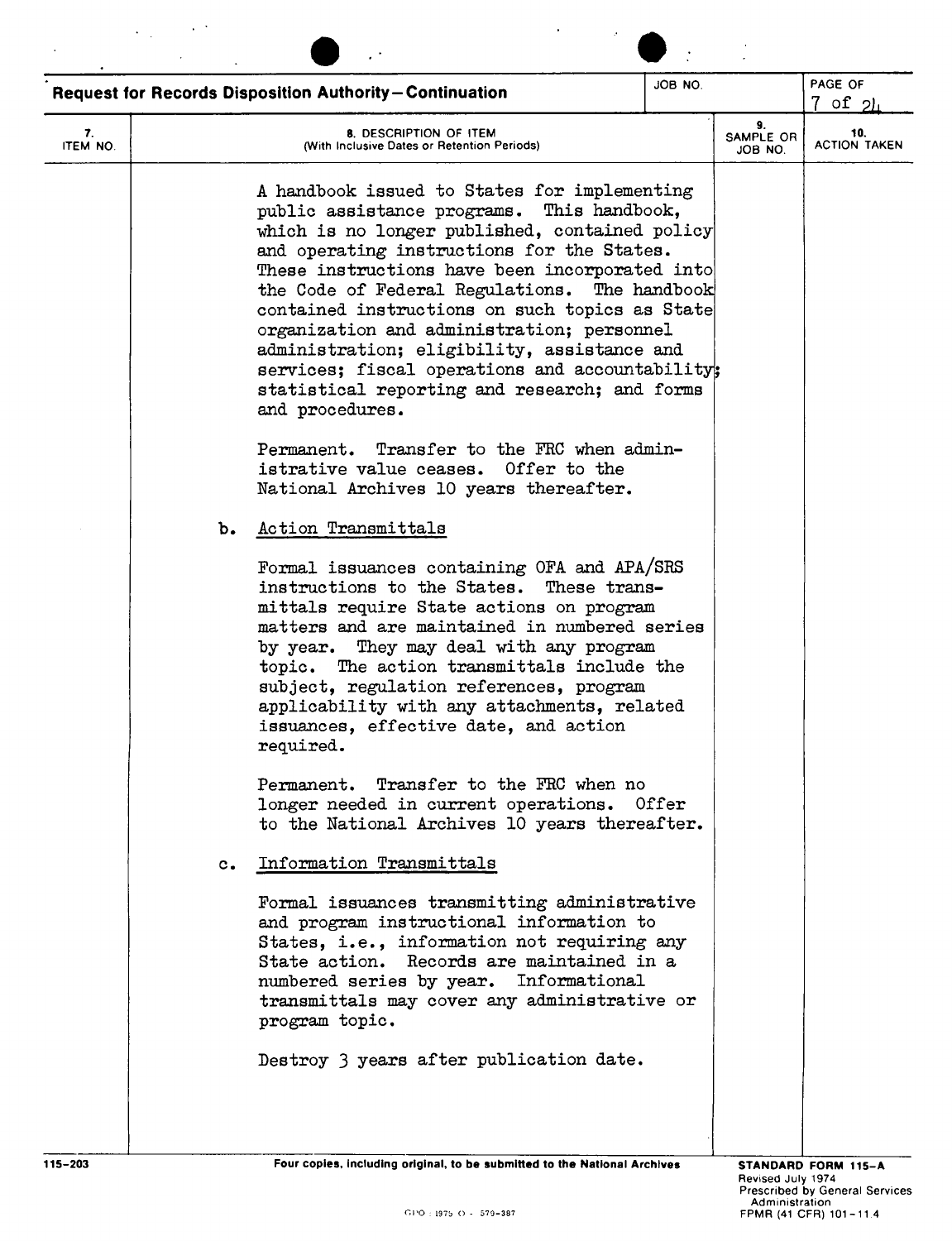**Request for Records Disposition Authority—Continuation**

| 7. ITEM NO. | 8. DESCRIPTION OF ITEM (With Inclusive Dates or Retention Periods) | 9. SAMPLE OR JOB NO. | 10. ACTION TAKEN |
|---|---|---|---|

A handbook issued to States for implementing public assistance programs. This handbook, which is no longer published, contained policy and operating instructions for the States. These instructions have been incorporated into the Code of Federal Regulations. The handbook contained instructions on such topics as State organization and administration; personnel administration; eligibility, assistance and services; fiscal operations and accountability; statistical reporting and research; and forms and procedures.

Permanent. Transfer to the FRC when administrative value ceases. Offer to the National Archives 10 years thereafter.

b. Action Transmittals

Formal issuances containing OFA and APA/SRS instructions to the States. These transmittals require State actions on program matters and are maintained in numbered series by year. They may deal with any program topic. The action transmittals include the subject, regulation references, program applicability with any attachments, related issuances, effective date, and action required.

Permanent. Transfer to the FRC when no longer needed in current operations. Offer to the National Archives 10 years thereafter.

c. Information Transmittals

Formal issuances transmitting administrative and program instructional information to States, i.e., information not requiring any State action. Records are maintained in a numbered series by year. Informational transmittals may cover any administrative or program topic.

Destroy 3 years after publication date.

115-203 Four copies, including original, to be submitted to the National Archives

STANDARD FORM 115-A
Revised July 1974
Prescribed by General Services Administration
FPMR (41 CFR) 101-11.4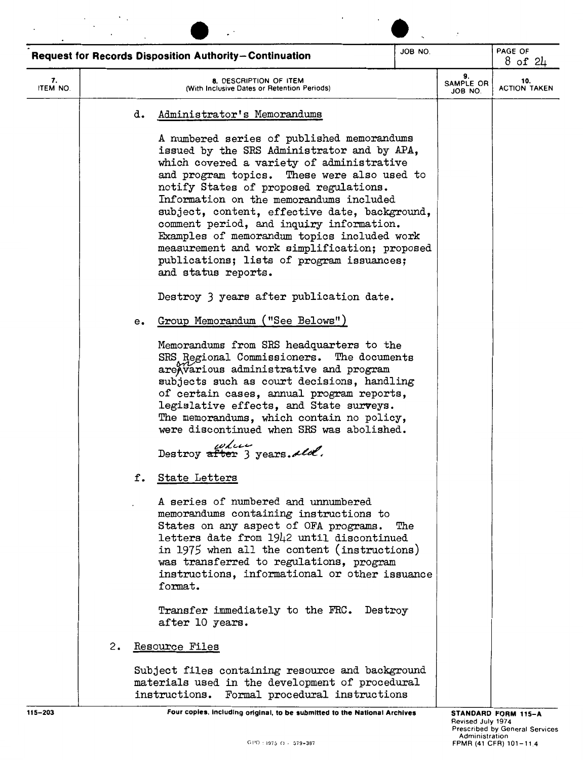**Request for Records Disposition Authority—Continuation**

| 7. ITEM NO. | 8. DESCRIPTION OF ITEM (With Inclusive Dates or Retention Periods) | 9. SAMPLE OR JOB NO. | 10. ACTION TAKEN |
|---|---|---|---|

d. Administrator's Memorandums

A numbered series of published memorandums issued by the SRS Administrator and by APA, which covered a variety of administrative and program topics. These were also used to notify States of proposed regulations. Information on the memorandums included subject, content, effective date, background, comment period, and inquiry information. Examples of memorandum topics included work measurement and work simplification; proposed publications; lists of program issuances; and status reports.

Destroy 3 years after publication date.

e. Group Memorandum ("See Belows")

Memorandums from SRS headquarters to the SRS Regional Commissioners. The documents are on various administrative and program subjects such as court decisions, handling of certain cases, annual program reports, legislative effects, and State surveys. The memorandums, which contain no policy, were discontinued when SRS was abolished.

Destroy ~~after~~ when 3 years old.

f. State Letters

A series of numbered and unnumbered memorandums containing instructions to States on any aspect of OFA programs. The letters date from 1942 until discontinued in 1975 when all the content (instructions) was transferred to regulations, program instructions, informational or other issuance format.

Transfer immediately to the FRC. Destroy after 10 years.

2. Resource Files

Subject files containing resource and background materials used in the development of procedural instructions. Formal procedural instructions

115-203 — Four copies, including original, to be submitted to the National Archives — STANDARD FORM 115-A, Revised July 1974, Prescribed by General Services Administration, FPMR (41 CFR) 101-11.4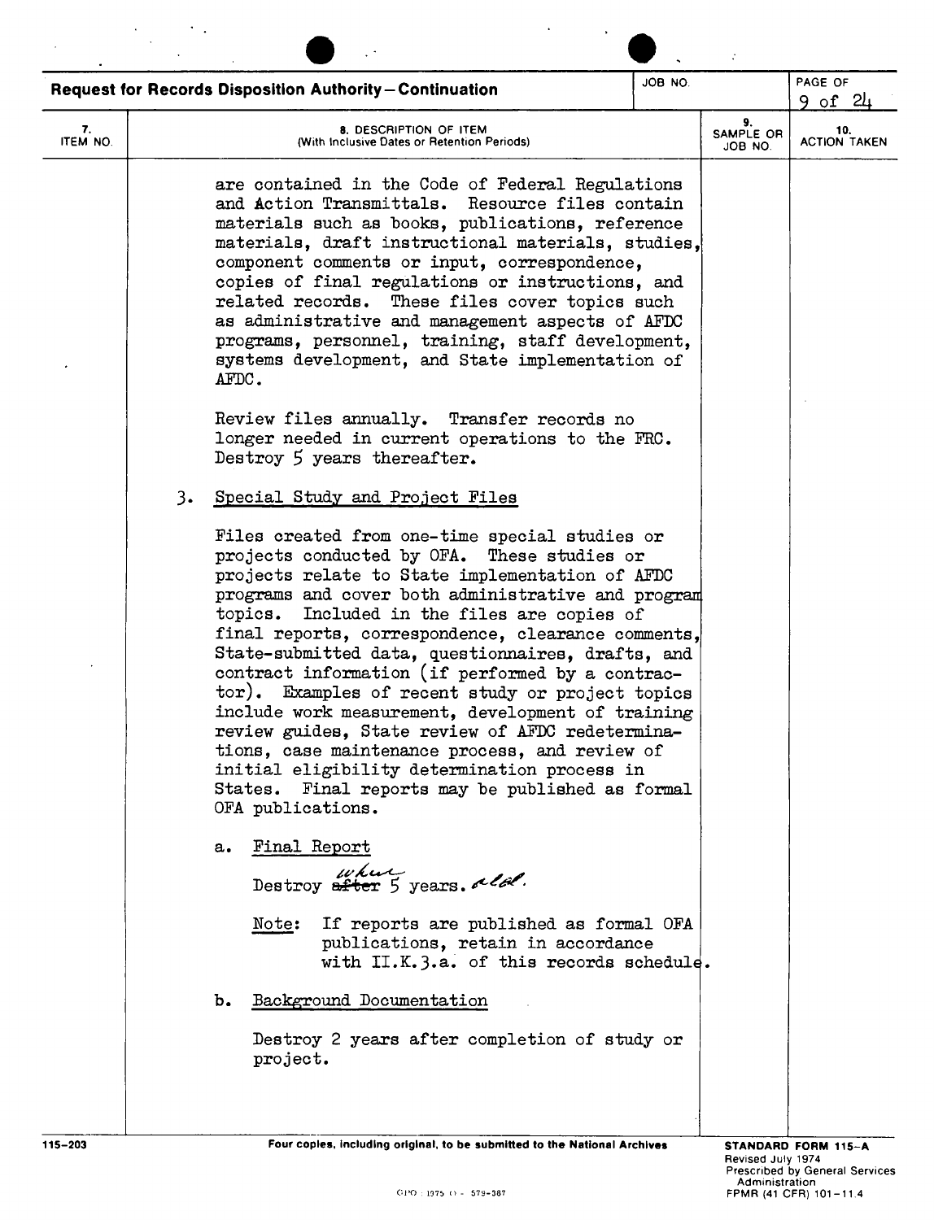**Request for Records Disposition Authority—Continuation**

| 7. ITEM NO. | 8. DESCRIPTION OF ITEM (With Inclusive Dates or Retention Periods) | 9. SAMPLE OR JOB NO. | 10. ACTION TAKEN |
|---|---|---|---|

are contained in the Code of Federal Regulations and Action Transmittals. Resource files contain materials such as books, publications, reference materials, draft instructional materials, studies, component comments or input, correspondence, copies of final regulations or instructions, and related records. These files cover topics such as administrative and management aspects of AFDC programs, personnel, training, staff development, systems development, and State implementation of AFDC.

Review files annually. Transfer records no longer needed in current operations to the FRC. Destroy 5 years thereafter.

3. Special Study and Project Files

Files created from one-time special studies or projects conducted by OFA. These studies or projects relate to State implementation of AFDC programs and cover both administrative and program topics. Included in the files are copies of final reports, correspondence, clearance comments, State-submitted data, questionnaires, drafts, and contract information (if performed by a contractor). Examples of recent study or project topics include work measurement, development of training review guides, State review of AFDC redeterminations, case maintenance process, and review of initial eligibility determination process in States. Final reports may be published as formal OFA publications.

a. Final Report

Destroy ~~after~~ when 5 years. old.

Note: If reports are published as formal OFA publications, retain in accordance with II.K.3.a. of this records schedule.

b. Background Documentation

Destroy 2 years after completion of study or project.

115-203 — Four copies, including original, to be submitted to the National Archives — STANDARD FORM 115-A, Revised July 1974, Prescribed by General Services Administration, FPMR (41 CFR) 101-11.4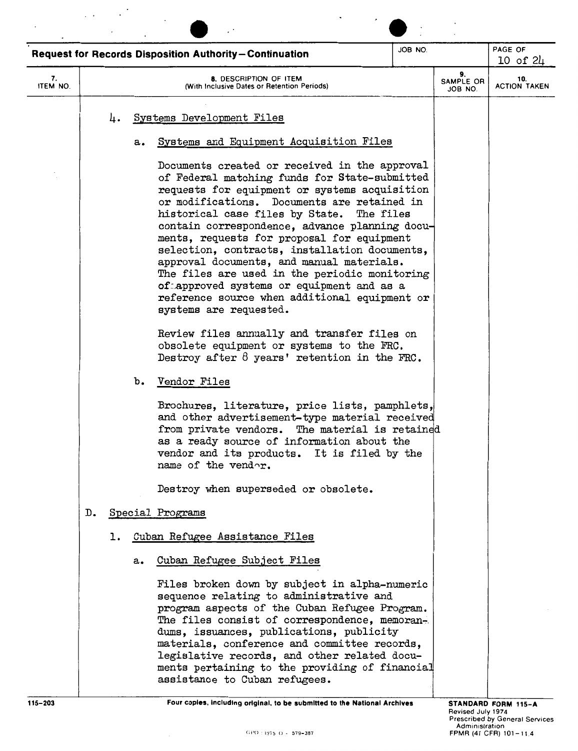**Request for Records Disposition Authority—Continuation**

| 7. ITEM NO. | 8. DESCRIPTION OF ITEM (With Inclusive Dates or Retention Periods) | 9. SAMPLE OR JOB NO. | 10. ACTION TAKEN |
|---|---|---|---|

4. Systems Development Files

   a. Systems and Equipment Acquisition Files

   Documents created or received in the approval of Federal matching funds for State-submitted requests for equipment or systems acquisition or modifications. Documents are retained in historical case files by State. The files contain correspondence, advance planning documents, requests for proposal for equipment selection, contracts, installation documents, approval documents, and manual materials. The files are used in the periodic monitoring of approved systems or equipment and as a reference source when additional equipment or systems are requested.

   Review files annually and transfer files on obsolete equipment or systems to the FRC. Destroy after 8 years' retention in the FRC.

   b. Vendor Files

   Brochures, literature, price lists, pamphlets, and other advertisement-type material received from private vendors. The material is retained as a ready source of information about the vendor and its products. It is filed by the name of the vendor.

   Destroy when superseded or obsolete.

D. Special Programs

1. Cuban Refugee Assistance Files

   a. Cuban Refugee Subject Files

   Files broken down by subject in alpha-numeric sequence relating to administrative and program aspects of the Cuban Refugee Program. The files consist of correspondence, memorandums, issuances, publications, publicity materials, conference and committee records, legislative records, and other related documents pertaining to the providing of financial assistance to Cuban refugees.

115-203 Four copies, including original, to be submitted to the National Archives

STANDARD FORM 115-A
Revised July 1974
Prescribed by General Services Administration
FPMR (41 CFR) 101-11.4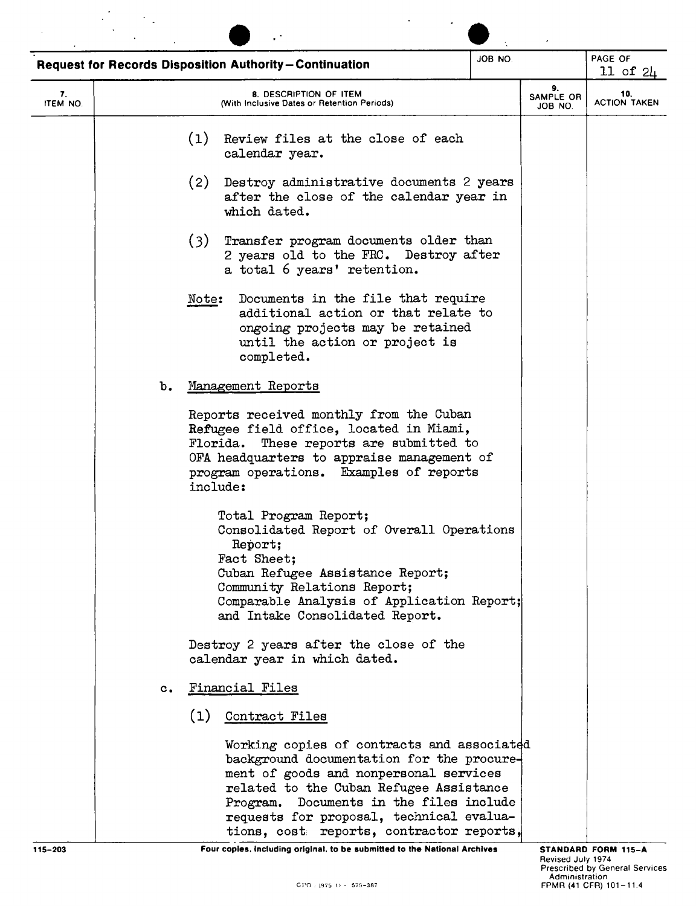**Request for Records Disposition Authority—Continuation**

| 7. ITEM NO. | 8. DESCRIPTION OF ITEM (With Inclusive Dates or Retention Periods) | 9. SAMPLE OR JOB NO. | 10. ACTION TAKEN |
|---|---|---|---|

(1) Review files at the close of each calendar year.

(2) Destroy administrative documents 2 years after the close of the calendar year in which dated.

(3) Transfer program documents older than 2 years old to the FRC. Destroy after a total 6 years' retention.

Note: Documents in the file that require additional action or that relate to ongoing projects may be retained until the action or project is completed.

b. Management Reports

Reports received monthly from the Cuban Refugee field office, located in Miami, Florida. These reports are submitted to OFA headquarters to appraise management of program operations. Examples of reports include:

Total Program Report;
Consolidated Report of Overall Operations Report;
Fact Sheet;
Cuban Refugee Assistance Report;
Community Relations Report;
Comparable Analysis of Application Report;
and Intake Consolidated Report.

Destroy 2 years after the close of the calendar year in which dated.

c. Financial Files

(1) Contract Files

Working copies of contracts and associated background documentation for the procurement of goods and nonpersonal services related to the Cuban Refugee Assistance Program. Documents in the files include requests for proposal, technical evaluations, cost reports, contractor reports,

115-203 Four copies, including original, to be submitted to the National Archives

STANDARD FORM 115-A
Revised July 1974
Prescribed by General Services Administration
FPMR (41 CFR) 101-11.4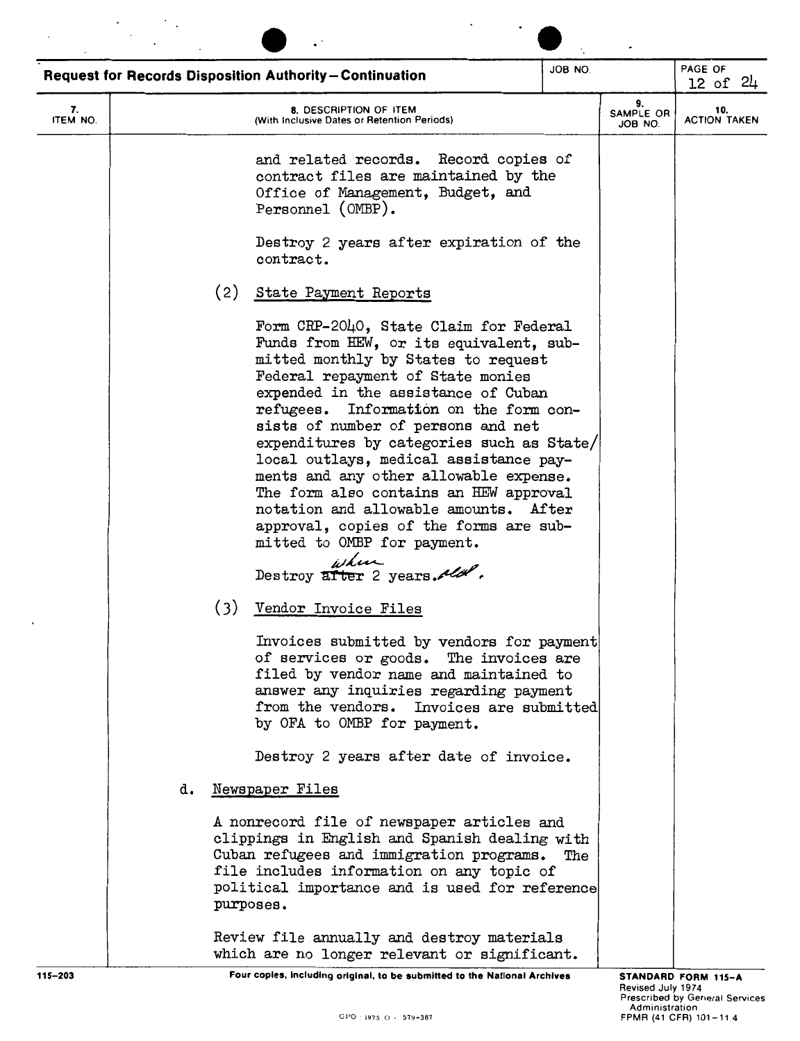**Request for Records Disposition Authority—Continuation**

| 7. ITEM NO. | 8. DESCRIPTION OF ITEM (With Inclusive Dates or Retention Periods) | 9. SAMPLE OR JOB NO. | 10. ACTION TAKEN |
|---|---|---|---|

and related records. Record copies of contract files are maintained by the Office of Management, Budget, and Personnel (OMBP).

Destroy 2 years after expiration of the contract.

(2) State Payment Reports

Form CRP-2040, State Claim for Federal Funds from HEW, or its equivalent, submitted monthly by States to request Federal repayment of State monies expended in the assistance of Cuban refugees. Information on the form consists of number of persons and net expenditures by categories such as State/local outlays, medical assistance payments and any other allowable expense. The form also contains an HEW approval notation and allowable amounts. After approval, copies of the forms are submitted to OMBP for payment.

Destroy ~~after~~ when 2 years old.

(3) Vendor Invoice Files

Invoices submitted by vendors for payment of services or goods. The invoices are filed by vendor name and maintained to answer any inquiries regarding payment from the vendors. Invoices are submitted by OFA to OMBP for payment.

Destroy 2 years after date of invoice.

d. Newspaper Files

A nonrecord file of newspaper articles and clippings in English and Spanish dealing with Cuban refugees and immigration programs. The file includes information on any topic of political importance and is used for reference purposes.

Review file annually and destroy materials which are no longer relevant or significant.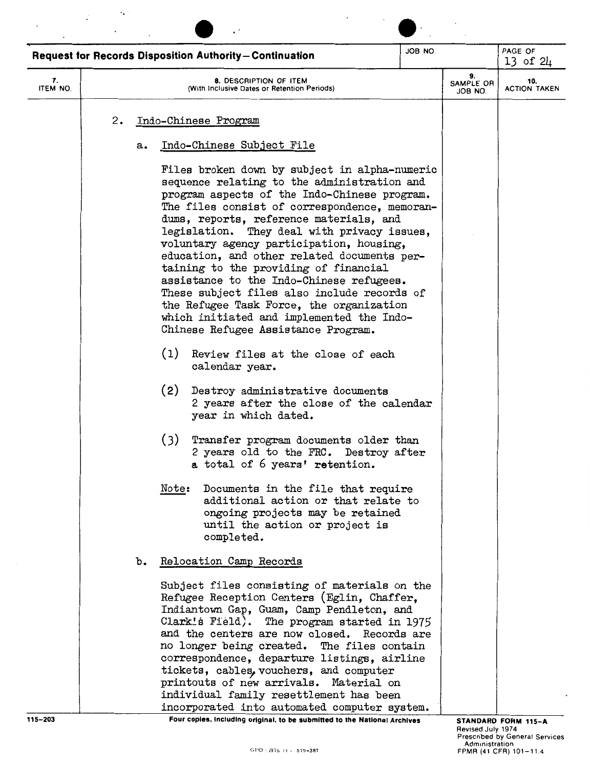**Request for Records Disposition Authority—Continuation**

| 7. ITEM NO. | 8. DESCRIPTION OF ITEM (With Inclusive Dates or Retention Periods) | 9. SAMPLE OR JOB NO. | 10. ACTION TAKEN |
|---|---|---|---|

2. Indo-Chinese Program

a. Indo-Chinese Subject File

Files broken down by subject in alpha-numeric sequence relating to the administration and program aspects of the Indo-Chinese program. The files consist of correspondence, memorandums, reports, reference materials, and legislation. They deal with privacy issues, voluntary agency participation, housing, education, and other related documents pertaining to the providing of financial assistance to the Indo-Chinese refugees. These subject files also include records of the Refugee Task Force, the organization which initiated and implemented the Indo-Chinese Refugee Assistance Program.

(1) Review files at the close of each calendar year.

(2) Destroy administrative documents 2 years after the close of the calendar year in which dated.

(3) Transfer program documents older than 2 years old to the FRC. Destroy after a total of 6 years' retention.

Note: Documents in the file that require additional action or that relate to ongoing projects may be retained until the action or project is completed.

b. Relocation Camp Records

Subject files consisting of materials on the Refugee Reception Centers (Eglin, Chaffer, Indiantown Gap, Guam, Camp Pendleton, and Clark's Field). The program started in 1975 and the centers are now closed. Records are no longer being created. The files contain correspondence, departure listings, airline tickets, cables, vouchers, and computer printouts of new arrivals. Material on individual family resettlement has been incorporated into automated computer system.

115-203

Four copies, including original, to be submitted to the National Archives

STANDARD FORM 115-A
Revised July 1974
Prescribed by General Services Administration
FPMR (41 CFR) 101-11.4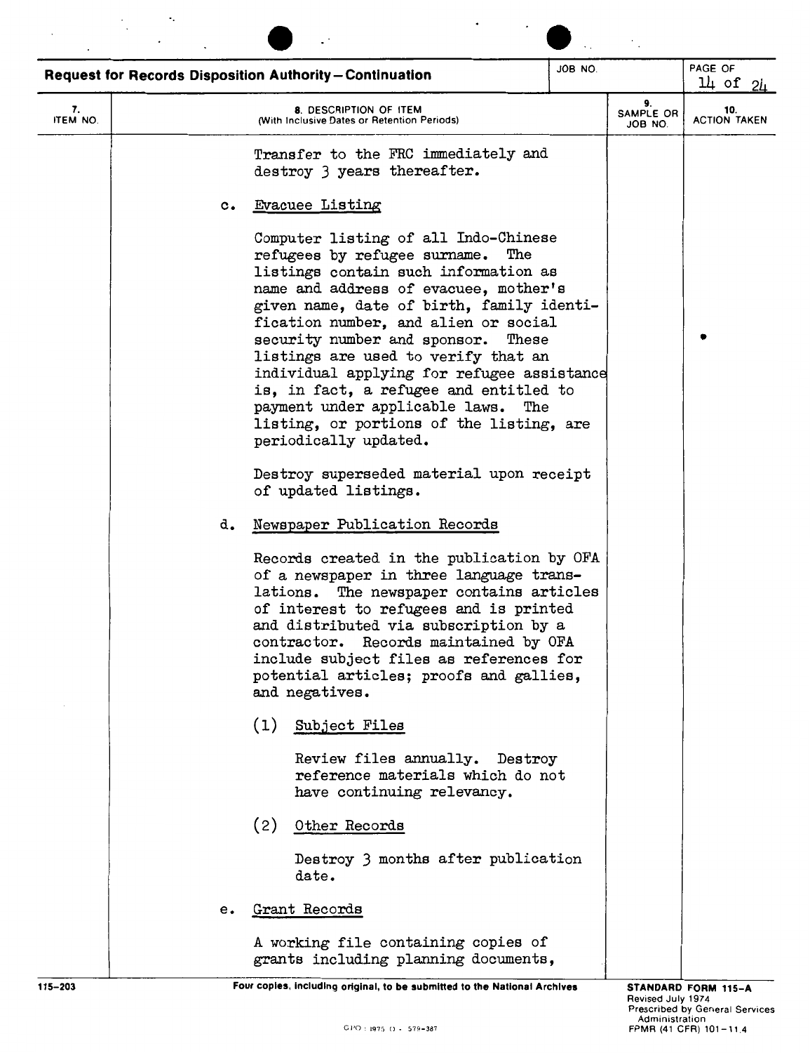**Request for Records Disposition Authority—Continuation**

| 7. ITEM NO. | 8. DESCRIPTION OF ITEM (With Inclusive Dates or Retention Periods) | 9. SAMPLE OR JOB NO. | 10. ACTION TAKEN |
|---|---|---|---|
| | Transfer to the FRC immediately and destroy 3 years thereafter. | | |
| | c. Evacuee Listing<br><br>Computer listing of all Indo-Chinese refugees by refugee surname. The listings contain such information as name and address of evacuee, mother's given name, date of birth, family identification number, and alien or social security number and sponsor. These listings are used to verify that an individual applying for refugee assistance is, in fact, a refugee and entitled to payment under applicable laws. The listing, or portions of the listing, are periodically updated.<br><br>Destroy superseded material upon receipt of updated listings. | | |
| | d. Newspaper Publication Records<br><br>Records created in the publication by OFA of a newspaper in three language translations. The newspaper contains articles of interest to refugees and is printed and distributed via subscription by a contractor. Records maintained by OFA include subject files as references for potential articles; proofs and gallies, and negatives.<br><br>(1) Subject Files<br><br>Review files annually. Destroy reference materials which do not have continuing relevancy.<br><br>(2) Other Records<br><br>Destroy 3 months after publication date. | | |
| | e. Grant Records<br><br>A working file containing copies of grants including planning documents, | | |

115-203 Four copies, including original, to be submitted to the National Archives

STANDARD FORM 115-A
Revised July 1974
Prescribed by General Services Administration
FPMR (41 CFR) 101-11.4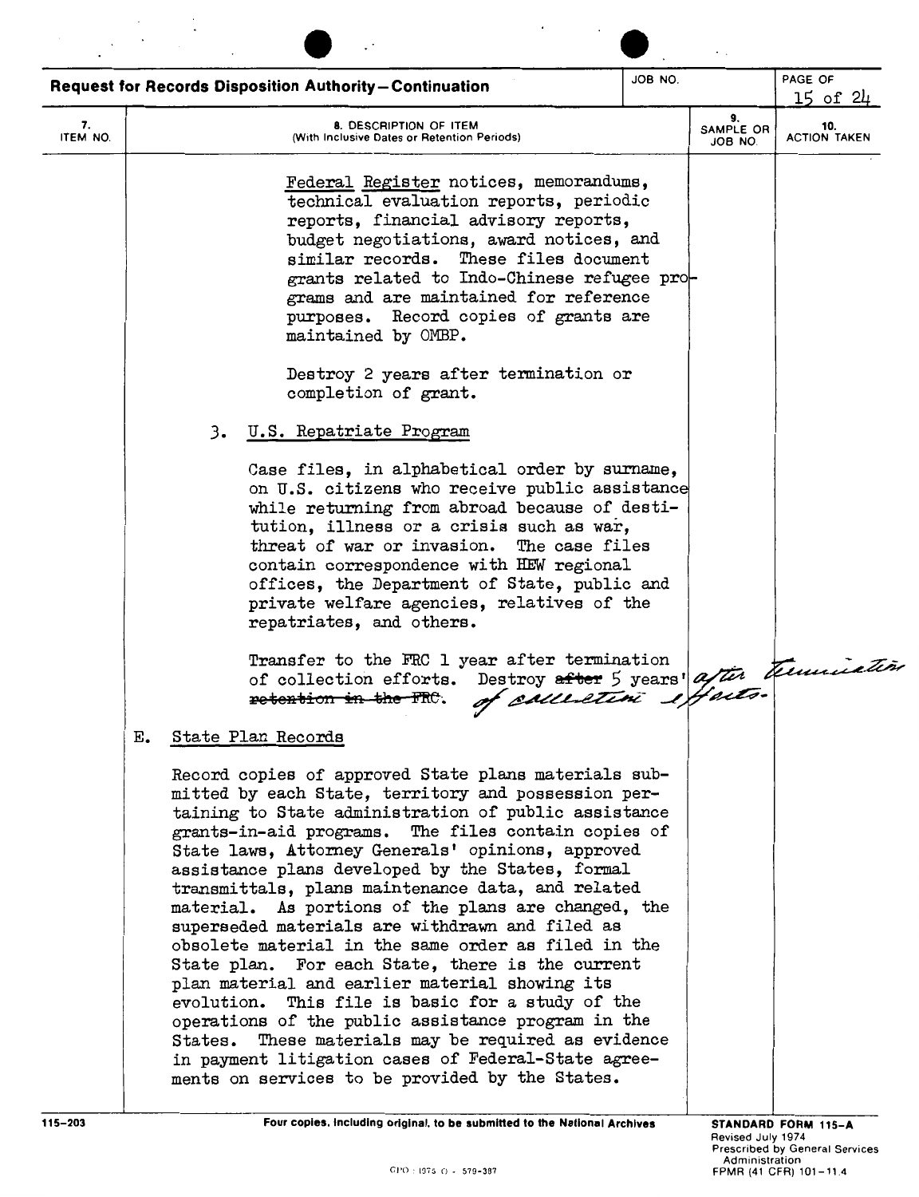**Request for Records Disposition Authority—Continuation**

| 7. ITEM NO. | 8. DESCRIPTION OF ITEM (With Inclusive Dates or Retention Periods) | 9. SAMPLE OR JOB NO. | 10. ACTION TAKEN |
|---|---|---|---|
| | Federal Register notices, memorandums, technical evaluation reports, periodic reports, financial advisory reports, budget negotiations, award notices, and similar records. These files document grants related to Indo-Chinese refugee programs and are maintained for reference purposes. Record copies of grants are maintained by OMBP. | | |
| | Destroy 2 years after termination or completion of grant. | | |
| | 3. U.S. Repatriate Program | | |
| | Case files, in alphabetical order by surname, on U.S. citizens who receive public assistance while returning from abroad because of destitution, illness or a crisis such as war, threat of war or invasion. The case files contain correspondence with HEW regional offices, the Department of State, public and private welfare agencies, relatives of the repatriates, and others. | | |
| | Transfer to the FRC 1 year after termination of collection efforts. Destroy ~~after~~ 5 years' ~~retention in the FRC~~. after termination of collection efforts. | | |
| | E. State Plan Records | | |
| | Record copies of approved State plans materials submitted by each State, territory and possession pertaining to State administration of public assistance grants-in-aid programs. The files contain copies of State laws, Attorney Generals' opinions, approved assistance plans developed by the States, formal transmittals, plans maintenance data, and related material. As portions of the plans are changed, the superseded materials are withdrawn and filed as obsolete material in the same order as filed in the State plan. For each State, there is the current plan material and earlier material showing its evolution. This file is basic for a study of the operations of the public assistance program in the States. These materials may be required as evidence in payment litigation cases of Federal-State agreements on services to be provided by the States. | | |

Four copies, including original, to be submitted to the National Archives

STANDARD FORM 115-A
Revised July 1974
Prescribed by General Services Administration
FPMR (41 CFR) 101-11.4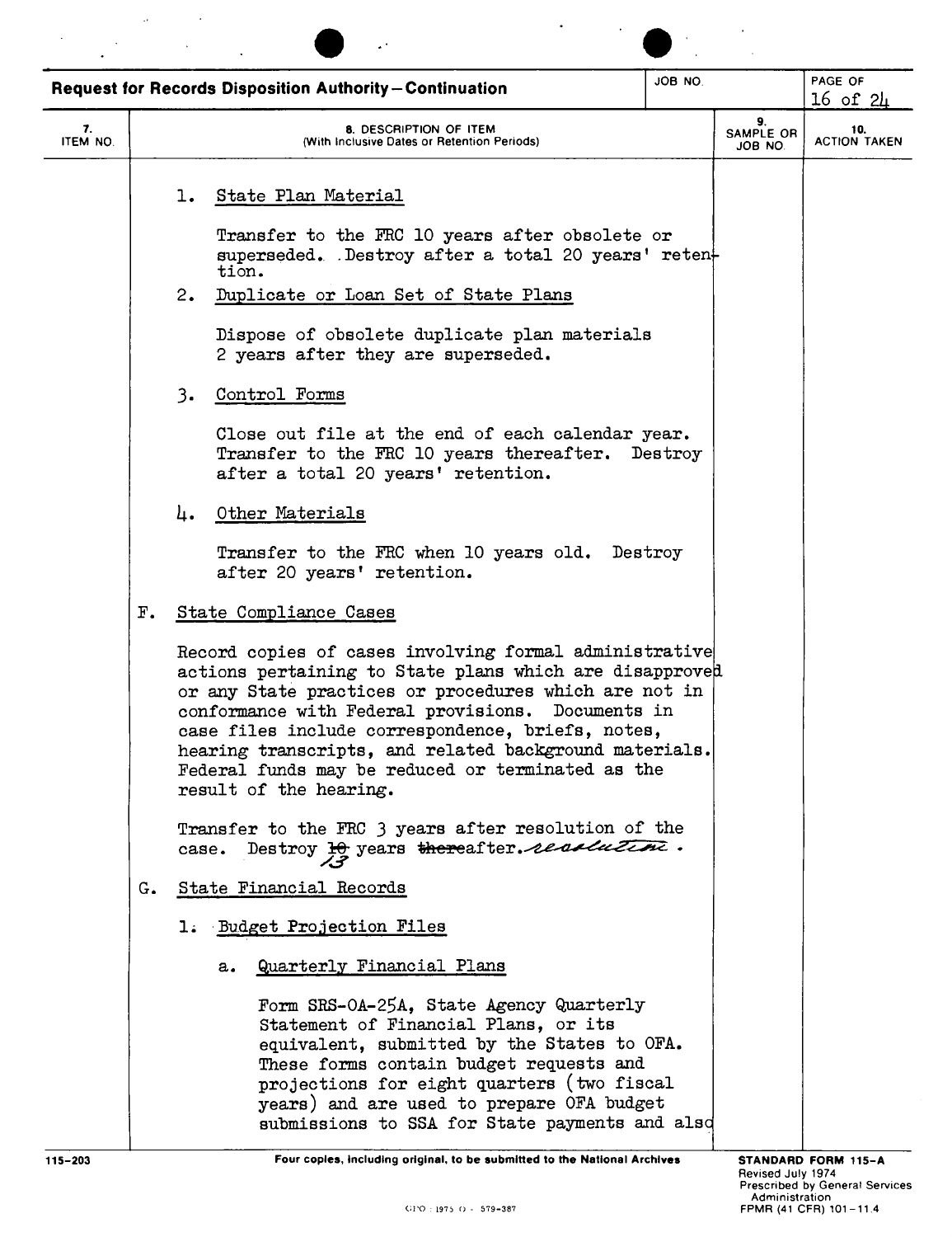**Request for Records Disposition Authority—Continuation**

| 7. ITEM NO. | 8. DESCRIPTION OF ITEM (With Inclusive Dates or Retention Periods) | 9. SAMPLE OR JOB NO. | 10. ACTION TAKEN |
|---|---|---|---|

1. State Plan Material

   Transfer to the FRC 10 years after obsolete or superseded. Destroy after a total 20 years' retention.

2. Duplicate or Loan Set of State Plans

   Dispose of obsolete duplicate plan materials 2 years after they are superseded.

3. Control Forms

   Close out file at the end of each calendar year. Transfer to the FRC 10 years thereafter. Destroy after a total 20 years' retention.

4. Other Materials

   Transfer to the FRC when 10 years old. Destroy after 20 years' retention.

F. State Compliance Cases

Record copies of cases involving formal administrative actions pertaining to State plans which are disapproved or any State practices or procedures which are not in conformance with Federal provisions. Documents in case files include correspondence, briefs, notes, hearing transcripts, and related background materials. Federal funds may be reduced or terminated as the result of the hearing.

Transfer to the FRC 3 years after resolution of the case. Destroy ~~10~~ 13 years ~~there~~after resolution.

G. State Financial Records

1. Budget Projection Files

   a. Quarterly Financial Plans

      Form SRS-OA-25A, State Agency Quarterly Statement of Financial Plans, or its equivalent, submitted by the States to OFA. These forms contain budget requests and projections for eight quarters (two fiscal years) and are used to prepare OFA budget submissions to SSA for State payments and also

115-203 — Four copies, including original, to be submitted to the National Archives — STANDARD FORM 115-A, Revised July 1974, Prescribed by General Services Administration, FPMR (41 CFR) 101-11.4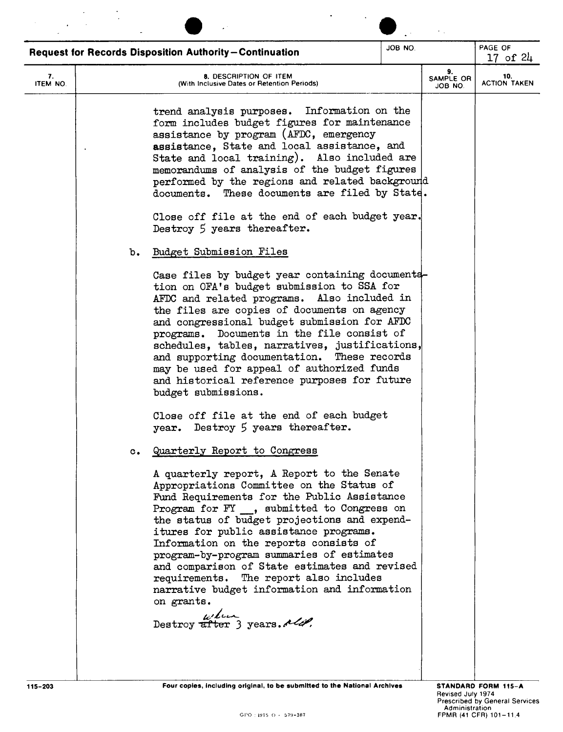**Request for Records Disposition Authority—Continuation**

| 7. ITEM NO. | 8. DESCRIPTION OF ITEM (With Inclusive Dates or Retention Periods) | 9. SAMPLE OR JOB NO. | 10. ACTION TAKEN |
|---|---|---|---|

trend analysis purposes. Information on the form includes budget figures for maintenance assistance by program (AFDC, emergency assistance, State and local assistance, and State and local training). Also included are memorandums of analysis of the budget figures performed by the regions and related background documents. These documents are filed by State.

Close off file at the end of each budget year. Destroy 5 years thereafter.

b. Budget Submission Files

Case files by budget year containing documentation on OFA's budget submission to SSA for AFDC and related programs. Also included in the files are copies of documents on agency and congressional budget submission for AFDC programs. Documents in the file consist of schedules, tables, narratives, justifications, and supporting documentation. These records may be used for appeal of authorized funds and historical reference purposes for future budget submissions.

Close off file at the end of each budget year. Destroy 5 years thereafter.

c. Quarterly Report to Congress

A quarterly report, A Report to the Senate Appropriations Committee on the Status of Fund Requirements for the Public Assistance Program for FY __, submitted to Congress on the status of budget projections and expenditures for public assistance programs. Information on the reports consists of program-by-program summaries of estimates and comparison of State estimates and revised requirements. The report also includes narrative budget information and information on grants.

Destroy ~~after~~ when 3 years old.

115-203 Four copies, including original, to be submitted to the National Archives

STANDARD FORM 115-A
Revised July 1974
Prescribed by General Services Administration
FPMR (41 CFR) 101-11.4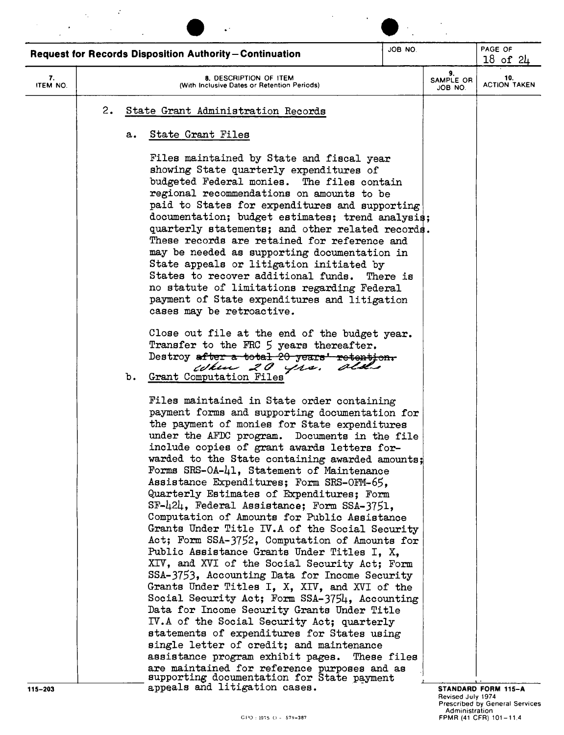**Request for Records Disposition Authority – Continuation**

| 7. ITEM NO. | 8. DESCRIPTION OF ITEM (With Inclusive Dates or Retention Periods) | 9. SAMPLE OR JOB NO. | 10. ACTION TAKEN |
|---|---|---|---|

2. State Grant Administration Records

   a. State Grant Files

   Files maintained by State and fiscal year showing State quarterly expenditures of budgeted Federal monies. The files contain regional recommendations on amounts to be paid to States for expenditures and supporting documentation; budget estimates; trend analysis; quarterly statements; and other related records. These records are retained for reference and may be needed as supporting documentation in State appeals or litigation initiated by States to recover additional funds. There is no statute of limitations regarding Federal payment of State expenditures and litigation cases may be retroactive.

   Close out file at the end of the budget year. Transfer to the FRC 5 years thereafter. Destroy ~~after a total 20 years' retention.~~ when 20 yrs. old.

   b. Grant Computation Files

   Files maintained in State order containing payment forms and supporting documentation for the payment of monies for State expenditures under the AFDC program. Documents in the file include copies of grant awards letters forwarded to the State containing awarded amounts; Forms SRS-OA-41, Statement of Maintenance Assistance Expenditures; Form SRS-OFM-65, Quarterly Estimates of Expenditures; Form SF-424, Federal Assistance; Form SSA-3751, Computation of Amounts for Public Assistance Grants Under Title IV.A of the Social Security Act; Form SSA-3752, Computation of Amounts for Public Assistance Grants Under Titles I, X, XIV, and XVI of the Social Security Act; Form SSA-3753, Accounting Data for Income Security Grants Under Titles I, X, XIV, and XVI of the Social Security Act; Form SSA-3754, Accounting Data for Income Security Grants Under Title IV.A of the Social Security Act; quarterly statements of expenditures for States using single letter of credit; and maintenance assistance program exhibit pages. These files are maintained for reference purposes and as supporting documentation for State payment appeals and litigation cases.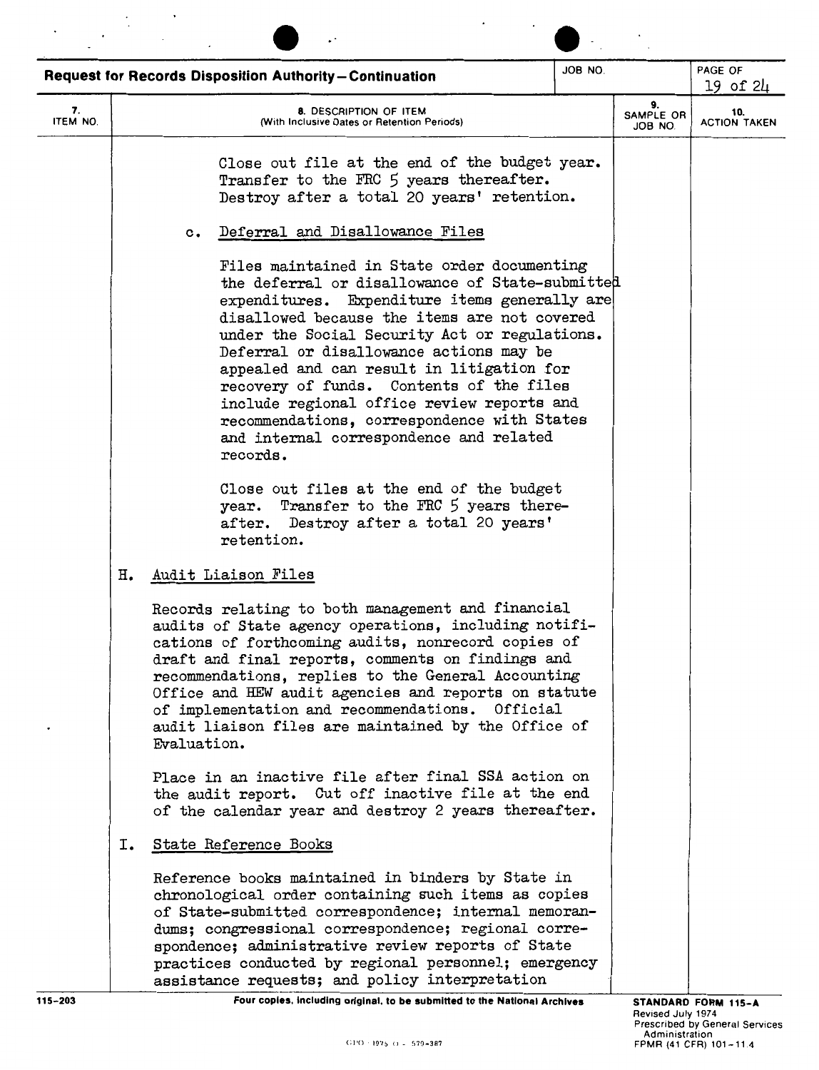**Request for Records Disposition Authority—Continuation**

| 7. ITEM NO. | 8. DESCRIPTION OF ITEM (With Inclusive Dates or Retention Periods) | 9. SAMPLE OR JOB NO. | 10. ACTION TAKEN |
|---|---|---|---|

Close out file at the end of the budget year. Transfer to the FRC 5 years thereafter. Destroy after a total 20 years' retention.

c. Deferral and Disallowance Files

Files maintained in State order documenting the deferral or disallowance of State-submitted expenditures. Expenditure items generally are disallowed because the items are not covered under the Social Security Act or regulations. Deferral or disallowance actions may be appealed and can result in litigation for recovery of funds. Contents of the files include regional office review reports and recommendations, correspondence with States and internal correspondence and related records.

Close out files at the end of the budget year. Transfer to the FRC 5 years thereafter. Destroy after a total 20 years' retention.

H. Audit Liaison Files

Records relating to both management and financial audits of State agency operations, including notifications of forthcoming audits, nonrecord copies of draft and final reports, comments on findings and recommendations, replies to the General Accounting Office and HEW audit agencies and reports on statute of implementation and recommendations. Official audit liaison files are maintained by the Office of Evaluation.

Place in an inactive file after final SSA action on the audit report. Cut off inactive file at the end of the calendar year and destroy 2 years thereafter.

I. State Reference Books

Reference books maintained in binders by State in chronological order containing such items as copies of State-submitted correspondence; internal memorandums; congressional correspondence; regional correspondence; administrative review reports of State practices conducted by regional personnel; emergency assistance requests; and policy interpretation

Four copies, including original, to be submitted to the National Archives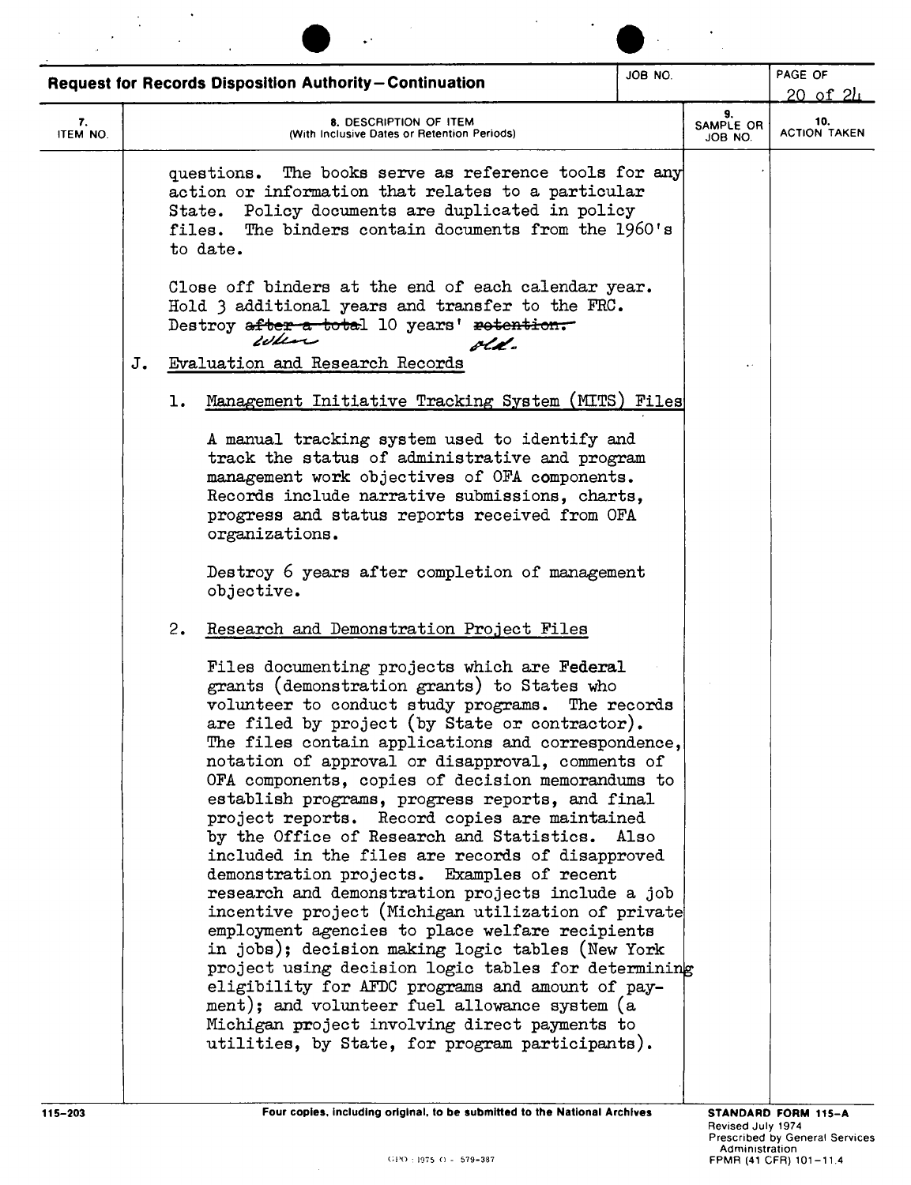**Request for Records Disposition Authority—Continuation**

| 7. ITEM NO. | 8. DESCRIPTION OF ITEM (With Inclusive Dates or Retention Periods) | 9. SAMPLE OR JOB NO. | 10. ACTION TAKEN |
|---|---|---|---|

questions. The books serve as reference tools for any action or information that relates to a particular State. Policy documents are duplicated in policy files. The binders contain documents from the 1960's to date.

Close off binders at the end of each calendar year. Hold 3 additional years and transfer to the FRC. Destroy ~~after a total~~ when 10 years' ~~retention.~~ old.

J. Evaluation and Research Records

1. Management Initiative Tracking System (MITS) Files

   A manual tracking system used to identify and track the status of administrative and program management work objectives of OFA components. Records include narrative submissions, charts, progress and status reports received from OFA organizations.

   Destroy 6 years after completion of management objective.

2. Research and Demonstration Project Files

   Files documenting projects which are Federal grants (demonstration grants) to States who volunteer to conduct study programs. The records are filed by project (by State or contractor). The files contain applications and correspondence, notation of approval or disapproval, comments of OFA components, copies of decision memorandums to establish programs, progress reports, and final project reports. Record copies are maintained by the Office of Research and Statistics. Also included in the files are records of disapproved demonstration projects. Examples of recent research and demonstration projects include a job incentive project (Michigan utilization of private employment agencies to place welfare recipients in jobs); decision making logic tables (New York project using decision logic tables for determining eligibility for AFDC programs and amount of payment); and volunteer fuel allowance system (a Michigan project involving direct payments to utilities, by State, for program participants).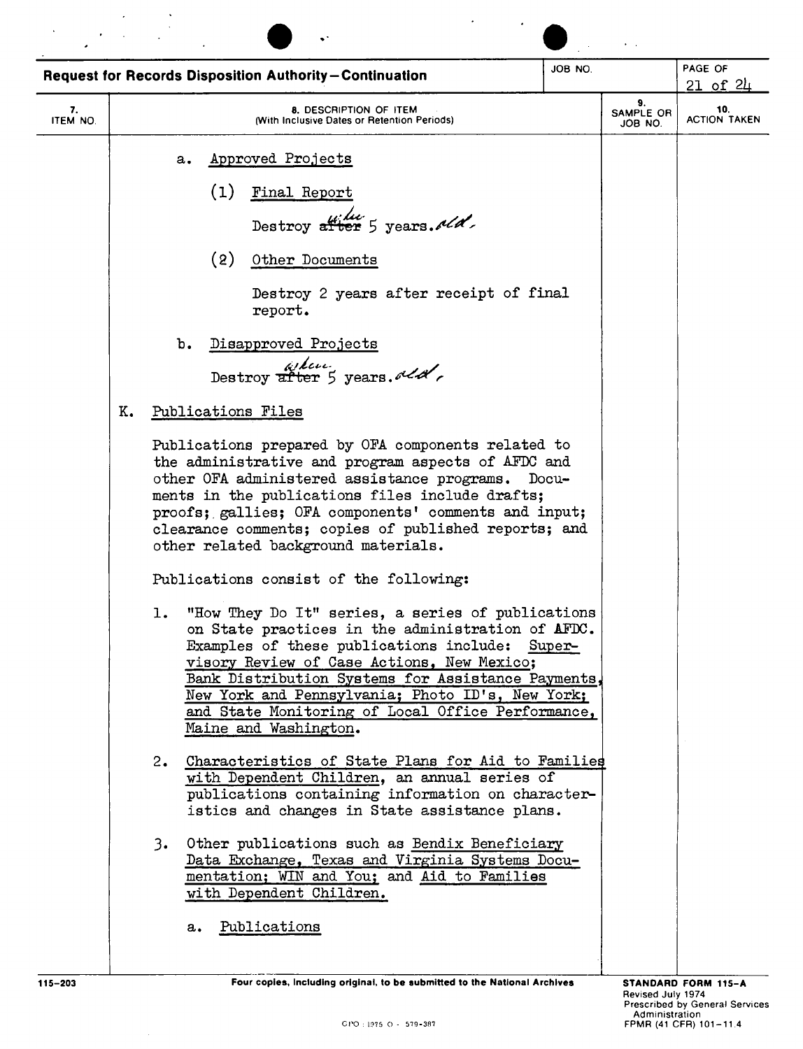**Request for Records Disposition Authority—Continuation**

| 7. ITEM NO. | 8. DESCRIPTION OF ITEM (With Inclusive Dates or Retention Periods) | 9. SAMPLE OR JOB NO. | 10. ACTION TAKEN |
|---|---|---|---|

a. Approved Projects

(1) Final Report

Destroy ~~after~~ *when* 5 years *old*.

(2) Other Documents

Destroy 2 years after receipt of final report.

b. Disapproved Projects

Destroy ~~after~~ *when* 5 years *old*.

K. Publications Files

Publications prepared by OFA components related to the administrative and program aspects of AFDC and other OFA administered assistance programs. Documents in the publications files include drafts; proofs; galleys; OFA components' comments and input; clearance comments; copies of published reports; and other related background materials.

Publications consist of the following:

1. "How They Do It" series, a series of publications on State practices in the administration of AFDC. Examples of these publications include: Supervisory Review of Case Actions, New Mexico; Bank Distribution Systems for Assistance Payments, New York and Pennsylvania; Photo ID's, New York; and State Monitoring of Local Office Performance, Maine and Washington.

2. Characteristics of State Plans for Aid to Families with Dependent Children, an annual series of publications containing information on characteristics and changes in State assistance plans.

3. Other publications such as Bendix Beneficiary Data Exchange, Texas and Virginia Systems Documentation; WIN and You; and Aid to Families with Dependent Children.

a. Publications

115-203 Four copies, including original, to be submitted to the National Archives

STANDARD FORM 115-A
Revised July 1974
Prescribed by General Services Administration
FPMR (41 CFR) 101-11.4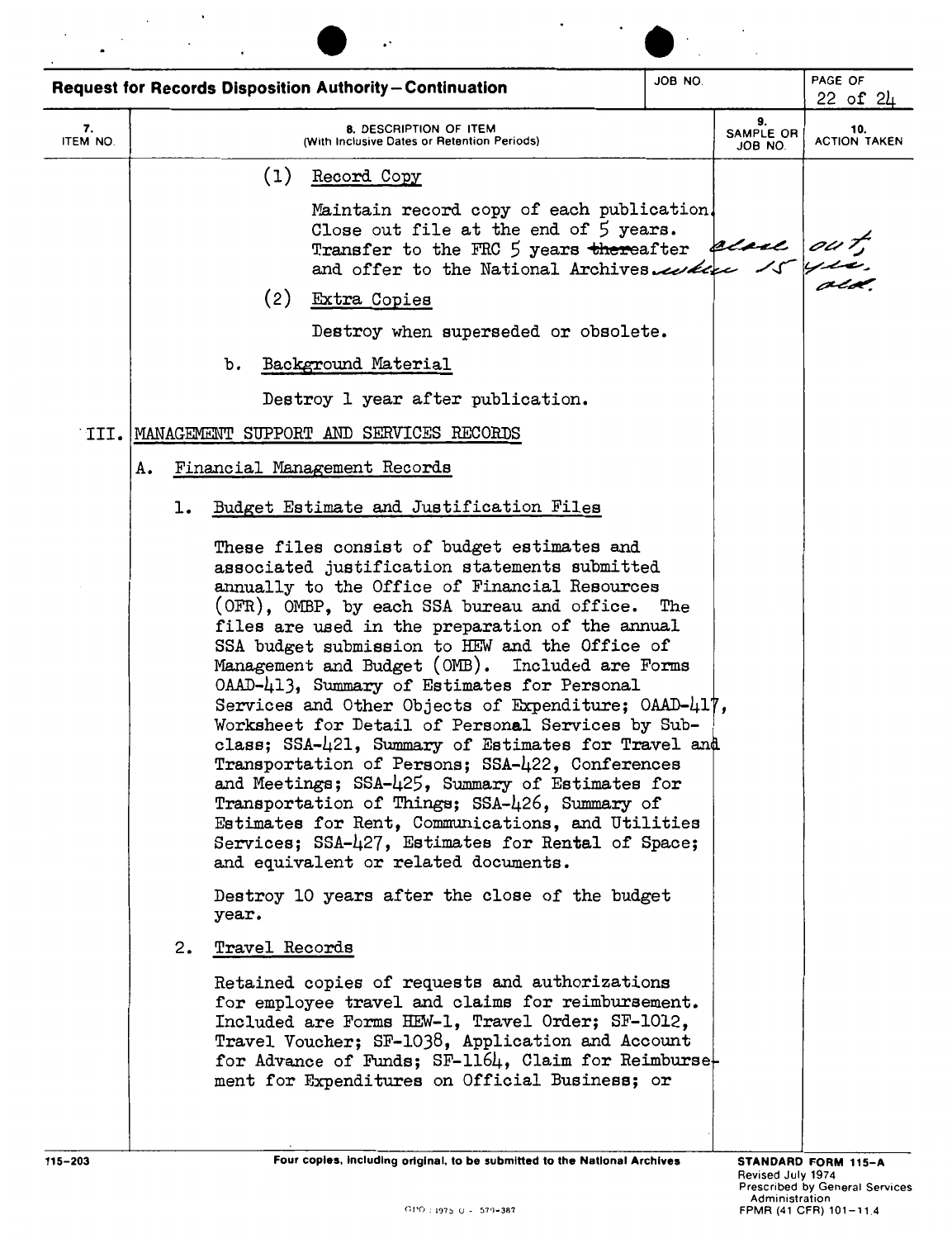**Request for Records Disposition Authority—Continuation**

| 7. ITEM NO. | 8. DESCRIPTION OF ITEM (With Inclusive Dates or Retention Periods) | 9. SAMPLE OR JOB NO. | 10. ACTION TAKEN |
|---|---|---|---|
| | (1) Record Copy<br><br>Maintain record copy of each publication. Close out file at the end of 5 years. Transfer to the FRC 5 years ~~there~~after and offer to the National Archives. when 15 | close out, | yrs. old. |
| | (2) Extra Copies<br><br>Destroy when superseded or obsolete. | | |
| | b. Background Material<br><br>Destroy 1 year after publication. | | |
| III. | MANAGEMENT SUPPORT AND SERVICES RECORDS | | |
| | A. Financial Management Records | | |
| | 1. Budget Estimate and Justification Files<br><br>These files consist of budget estimates and associated justification statements submitted annually to the Office of Financial Resources (OFR), OMBP, by each SSA bureau and office. The files are used in the preparation of the annual SSA budget submission to HEW and the Office of Management and Budget (OMB). Included are Forms OAAD-413, Summary of Estimates for Personal Services and Other Objects of Expenditure; OAAD-417, Worksheet for Detail of Personal Services by Subclass; SSA-421, Summary of Estimates for Travel and Transportation of Persons; SSA-422, Conferences and Meetings; SSA-425, Summary of Estimates for Transportation of Things; SSA-426, Summary of Estimates for Rent, Communications, and Utilities Services; SSA-427, Estimates for Rental of Space; and equivalent or related documents.<br><br>Destroy 10 years after the close of the budget year. | | |
| | 2. Travel Records<br><br>Retained copies of requests and authorizations for employee travel and claims for reimbursement. Included are Forms HEW-1, Travel Order; SF-1012, Travel Voucher; SF-1038, Application and Account for Advance of Funds; SF-1164, Claim for Reimbursement for Expenditures on Official Business; or | | |

115-203 Four copies, including original, to be submitted to the National Archives

STANDARD FORM 115-A
Revised July 1974
Prescribed by General Services Administration
FPMR (41 CFR) 101-11.4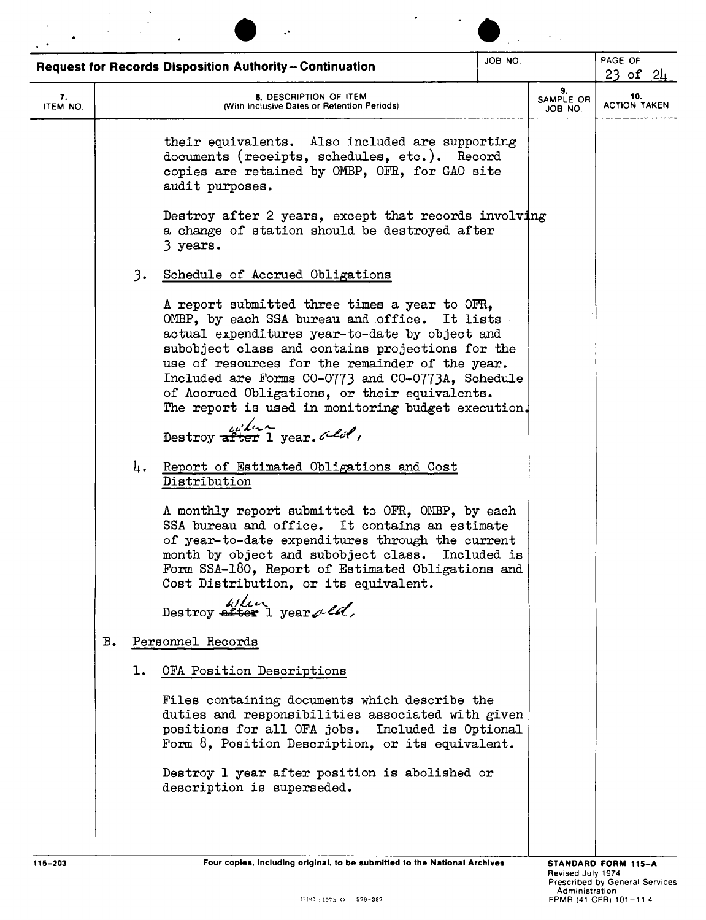**Request for Records Disposition Authority—Continuation**

| 7. ITEM NO. | 8. DESCRIPTION OF ITEM (With Inclusive Dates or Retention Periods) | 9. SAMPLE OR JOB NO. | 10. ACTION TAKEN |
|---|---|---|---|

their equivalents. Also included are supporting documents (receipts, schedules, etc.). Record copies are retained by OMBP, OFR, for GAO site audit purposes.

Destroy after 2 years, except that records involving a change of station should be destroyed after 3 years.

3. Schedule of Accrued Obligations

A report submitted three times a year to OFR, OMBP, by each SSA bureau and office. It lists actual expenditures year-to-date by object and subobject class and contains projections for the use of resources for the remainder of the year. Included are Forms CO-0773 and CO-0773A, Schedule of Accrued Obligations, or their equivalents. The report is used in monitoring budget execution.

Destroy ~~after~~ when 1 year old.

4. Report of Estimated Obligations and Cost Distribution

A monthly report submitted to OFR, OMBP, by each SSA bureau and office. It contains an estimate of year-to-date expenditures through the current month by object and subobject class. Included is Form SSA-180, Report of Estimated Obligations and Cost Distribution, or its equivalent.

Destroy ~~after~~ when 1 year old.

B. Personnel Records

1. OFA Position Descriptions

Files containing documents which describe the duties and responsibilities associated with given positions for all OFA jobs. Included is Optional Form 8, Position Description, or its equivalent.

Destroy 1 year after position is abolished or description is superseded.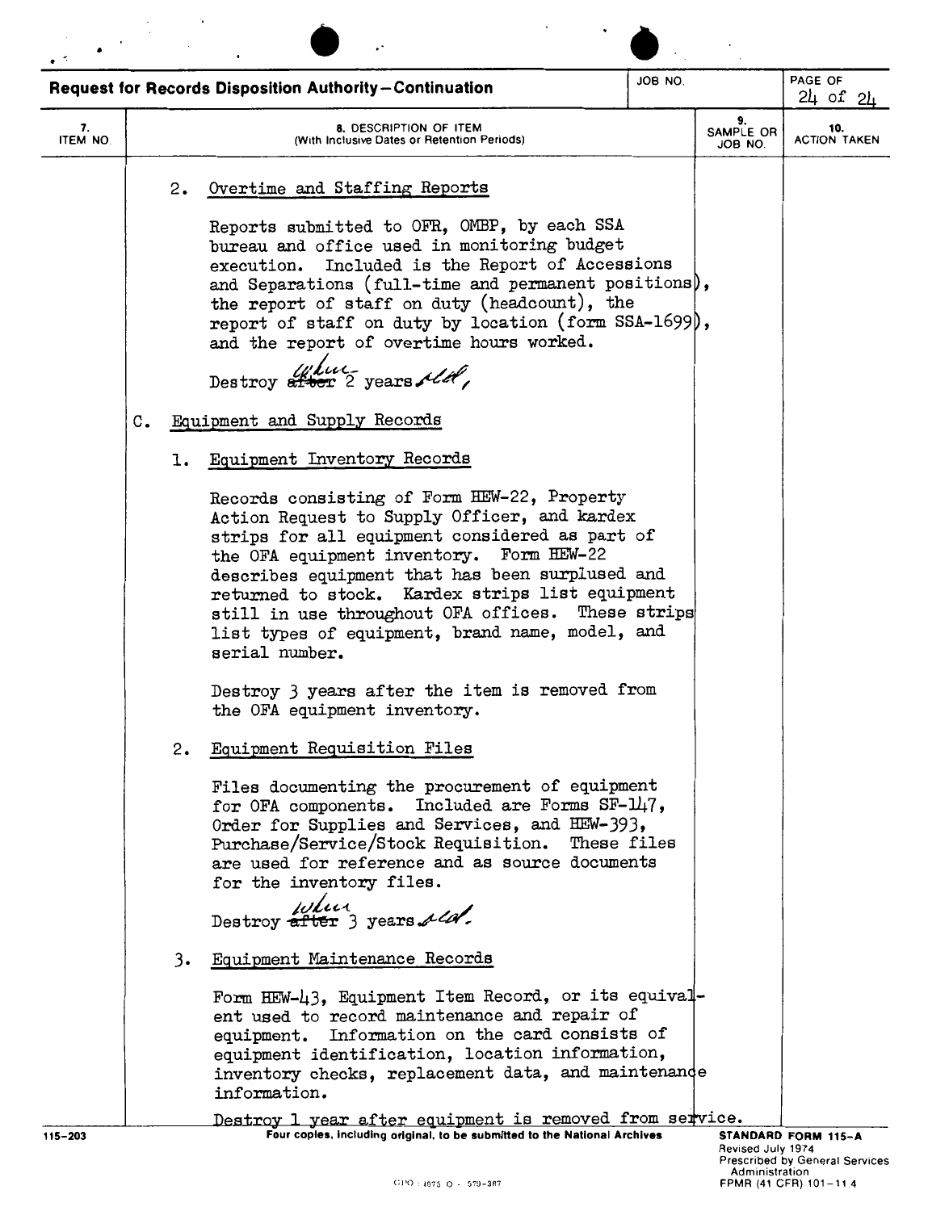**Request for Records Disposition Authority—Continuation**

| 7. ITEM NO. | 8. DESCRIPTION OF ITEM (With Inclusive Dates or Retention Periods) | 9. SAMPLE OR JOB NO. | 10. ACTION TAKEN |
|---|---|---|---|

2. Overtime and Staffing Reports

   Reports submitted to OFR, OMBP, by each SSA bureau and office used in monitoring budget execution. Included is the Report of Accessions and Separations (full-time and permanent positions), the report of staff on duty (headcount), the report of staff on duty by location (form SSA-1699), and the report of overtime hours worked.

   Destroy ~~after~~ when 2 years old.

C. Equipment and Supply Records

1. Equipment Inventory Records

   Records consisting of Form HEW-22, Property Action Request to Supply Officer, and kardex strips for all equipment considered as part of the OFA equipment inventory. Form HEW-22 describes equipment that has been surplused and returned to stock. Kardex strips list equipment still in use throughout OFA offices. These strips list types of equipment, brand name, model, and serial number.

   Destroy 3 years after the item is removed from the OFA equipment inventory.

2. Equipment Requisition Files

   Files documenting the procurement of equipment for OFA components. Included are Forms SF-147, Order for Supplies and Services, and HEW-393, Purchase/Service/Stock Requisition. These files are used for reference and as source documents for the inventory files.

   Destroy ~~after~~ when 3 years old.

3. Equipment Maintenance Records

   Form HEW-43, Equipment Item Record, or its equivalent used to record maintenance and repair of equipment. Information on the card consists of equipment identification, location information, inventory checks, replacement data, and maintenance information.

   Destroy 1 year after equipment is removed from service.

115-203

Four copies, including original, to be submitted to the National Archives

STANDARD FORM 115-A
Revised July 1974
Prescribed by General Services Administration
FPMR (41 CFR) 101-11.4